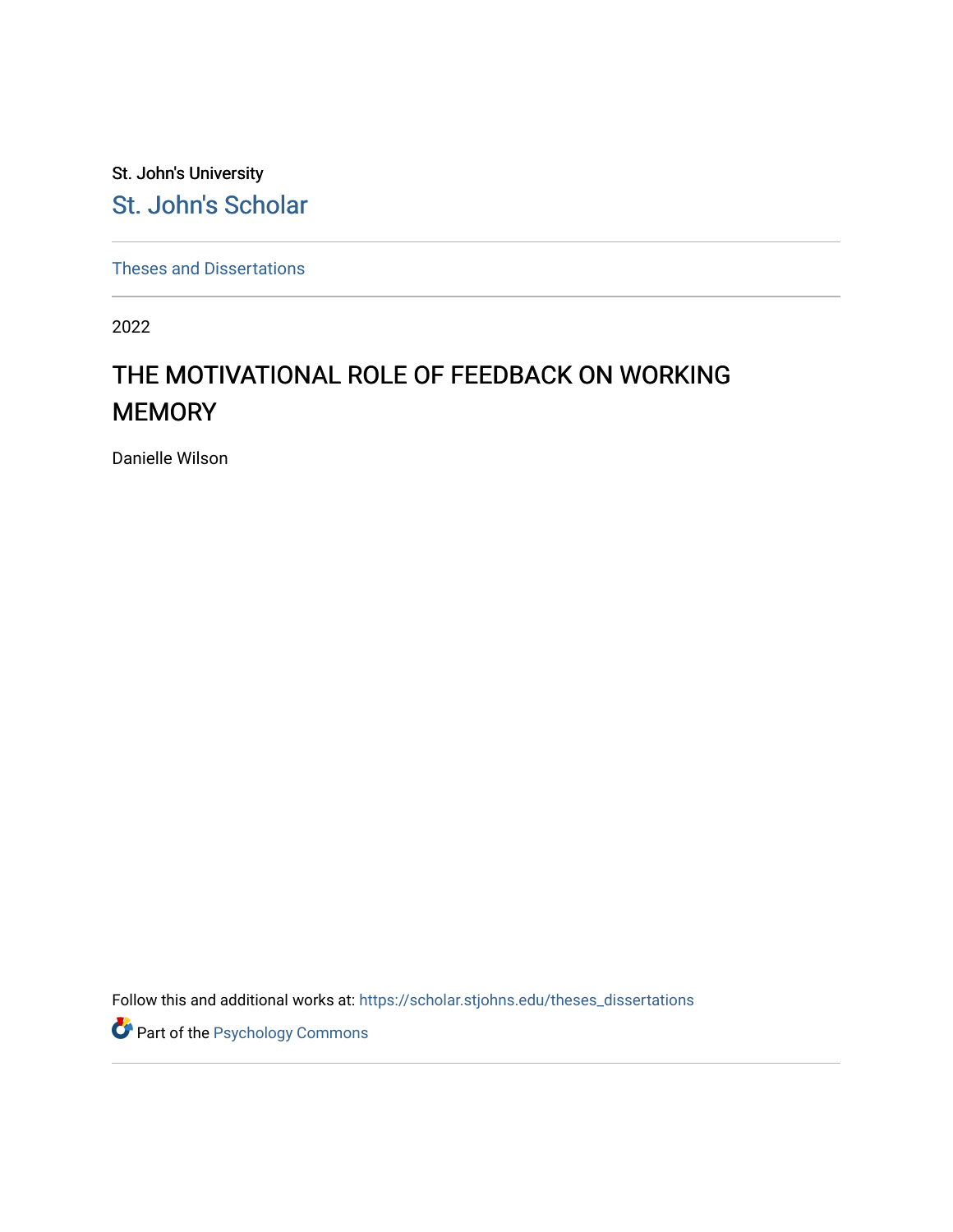St. John's University

St. John's Scholar

Theses and Dissertations

2022

# THE MOTIVATIONAL ROLE OF FEEDBACK ON WORKING MEMORY

Danielle Wilson

Follow this and additional works at: https://scholar.stjohns.edu/theses_dissertations

Part of the Psychology Commons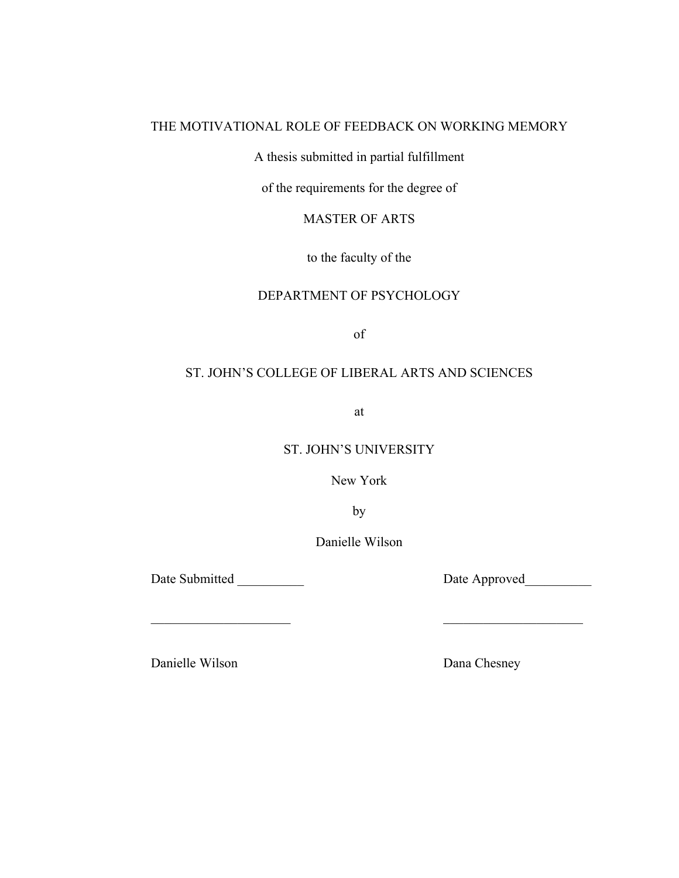THE MOTIVATIONAL ROLE OF FEEDBACK ON WORKING MEMORY

A thesis submitted in partial fulfillment

of the requirements for the degree of

MASTER OF ARTS

to the faculty of the

DEPARTMENT OF PSYCHOLOGY

of

ST. JOHN'S COLLEGE OF LIBERAL ARTS AND SCIENCES

at

ST. JOHN'S UNIVERSITY

New York

by

Danielle Wilson

Date Submitted __________ Date Approved__________

_____________________ _____________________

Danielle Wilson Dana Chesney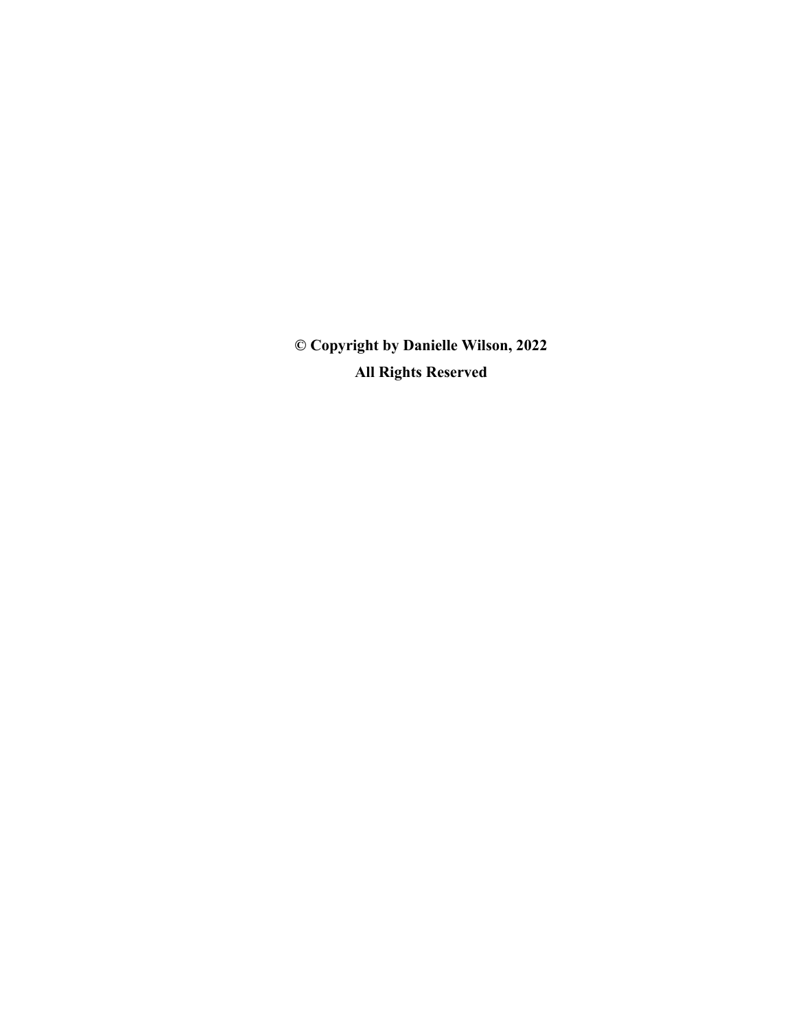**© Copyright by Danielle Wilson, 2022**

**All Rights Reserved**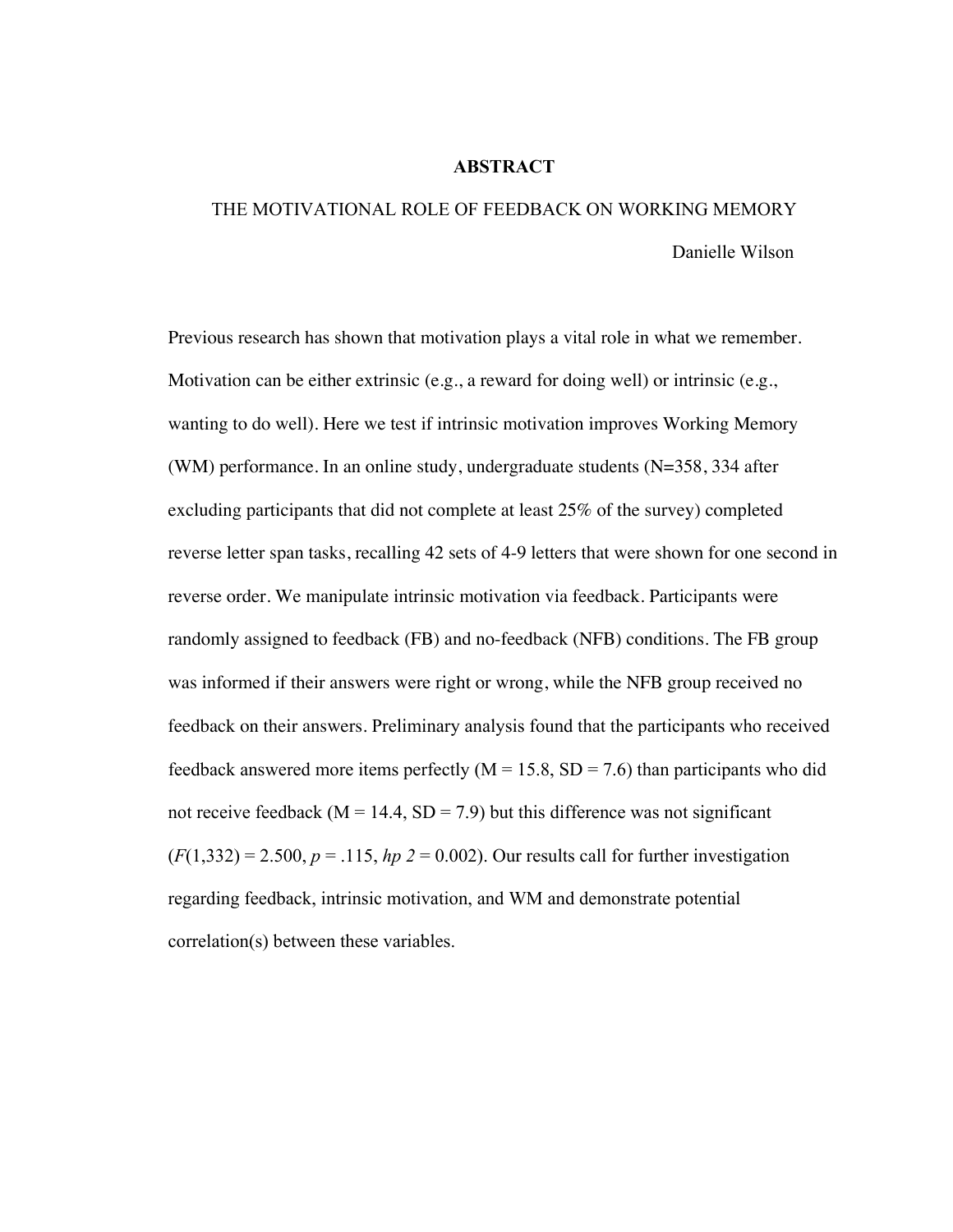# ABSTRACT

## THE MOTIVATIONAL ROLE OF FEEDBACK ON WORKING MEMORY

Danielle Wilson

Previous research has shown that motivation plays a vital role in what we remember. Motivation can be either extrinsic (e.g., a reward for doing well) or intrinsic (e.g., wanting to do well). Here we test if intrinsic motivation improves Working Memory (WM) performance. In an online study, undergraduate students ($N=358$, 334 after excluding participants that did not complete at least 25% of the survey) completed reverse letter span tasks, recalling 42 sets of 4-9 letters that were shown for one second in reverse order. We manipulate intrinsic motivation via feedback. Participants were randomly assigned to feedback (FB) and no-feedback (NFB) conditions. The FB group was informed if their answers were right or wrong, while the NFB group received no feedback on their answers. Preliminary analysis found that the participants who received feedback answered more items perfectly ($M = 15.8$, $SD = 7.6$) than participants who did not receive feedback ($M = 14.4$, $SD = 7.9$) but this difference was not significant ($F(1,332) = 2.500$, $p = .115$, $hp\ 2 = 0.002$). Our results call for further investigation regarding feedback, intrinsic motivation, and WM and demonstrate potential correlation(s) between these variables.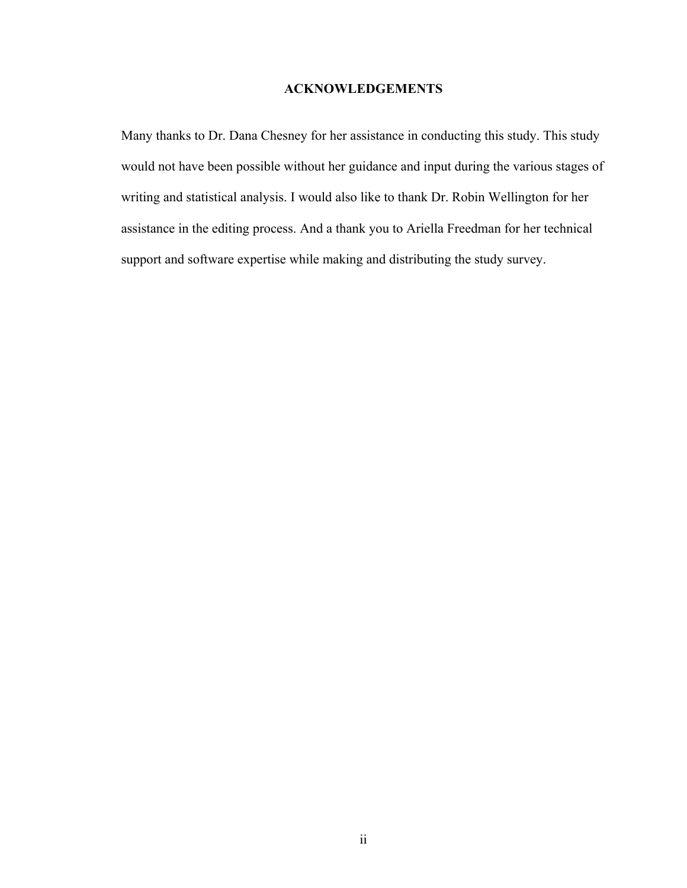## ACKNOWLEDGEMENTS

Many thanks to Dr. Dana Chesney for her assistance in conducting this study. This study would not have been possible without her guidance and input during the various stages of writing and statistical analysis. I would also like to thank Dr. Robin Wellington for her assistance in the editing process. And a thank you to Ariella Freedman for her technical support and software expertise while making and distributing the study survey.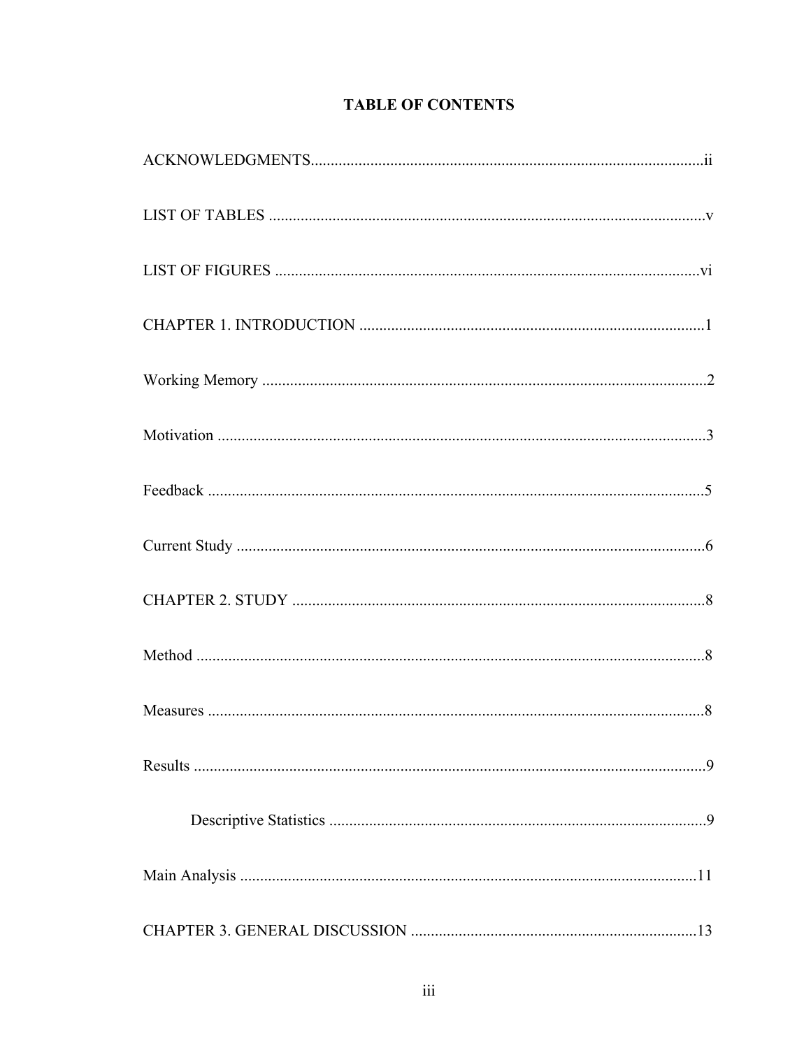# TABLE OF CONTENTS

ACKNOWLEDGMENTS....................................................................................................ii

LIST OF TABLES ..............................................................................................................v

LIST OF FIGURES ...........................................................................................................vi

CHAPTER 1. INTRODUCTION .......................................................................................1

Working Memory ................................................................................................................2

Motivation ...........................................................................................................................3

Feedback .............................................................................................................................5

Current Study ......................................................................................................................6

CHAPTER 2. STUDY .........................................................................................................8

Method ................................................................................................................................8

Measures .............................................................................................................................8

Results .................................................................................................................................9

    Descriptive Statistics ...............................................................................................9

Main Analysis ...................................................................................................................11

CHAPTER 3. GENERAL DISCUSSION ........................................................................13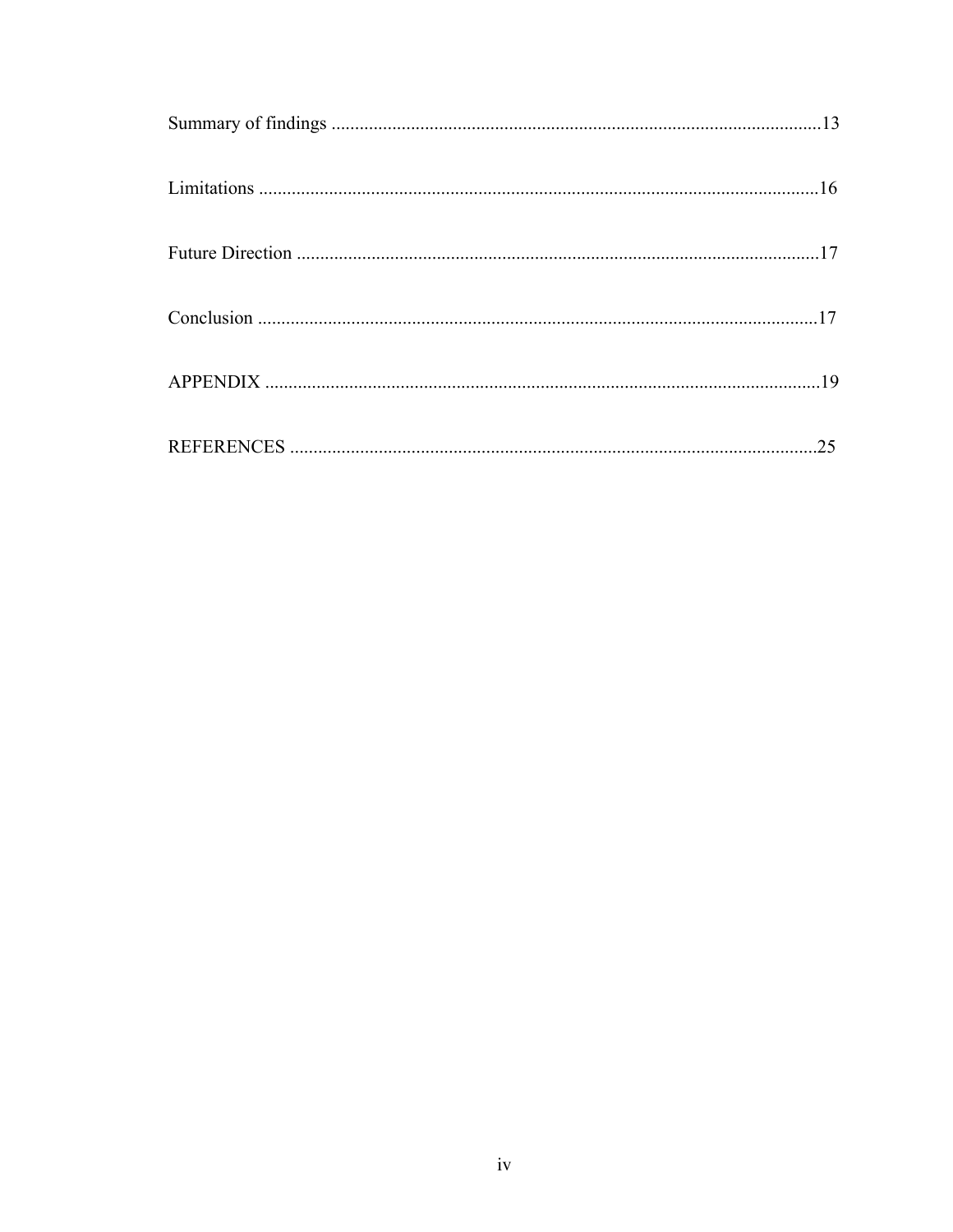Summary of findings ........................................................................................................13

Limitations ........................................................................................................................16

Future Direction ................................................................................................................17

Conclusion ........................................................................................................................17

APPENDIX .......................................................................................................................19

REFERENCES .................................................................................................................25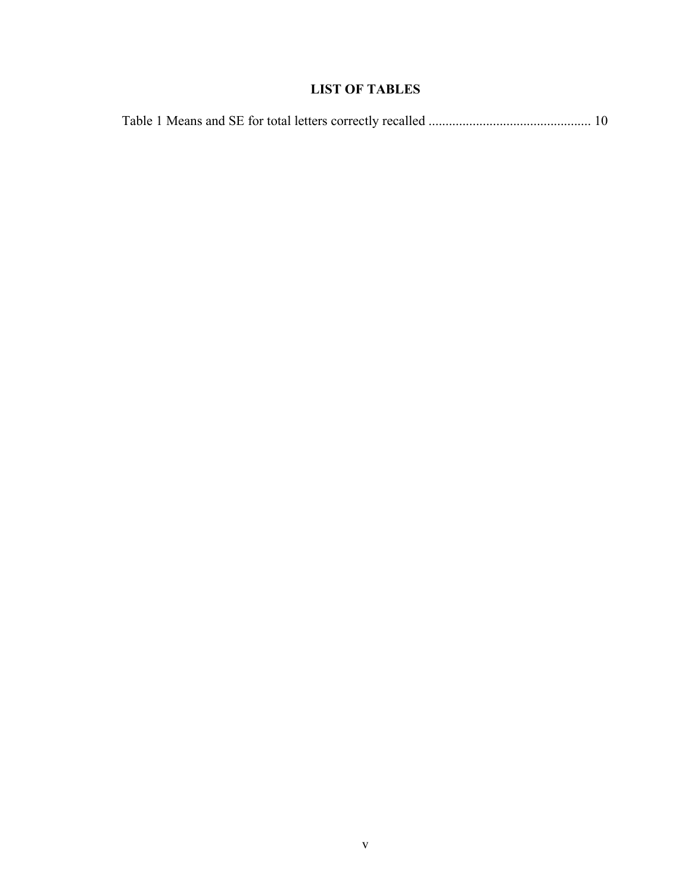# LIST OF TABLES

Table 1 Means and SE for total letters correctly recalled ............................................... 10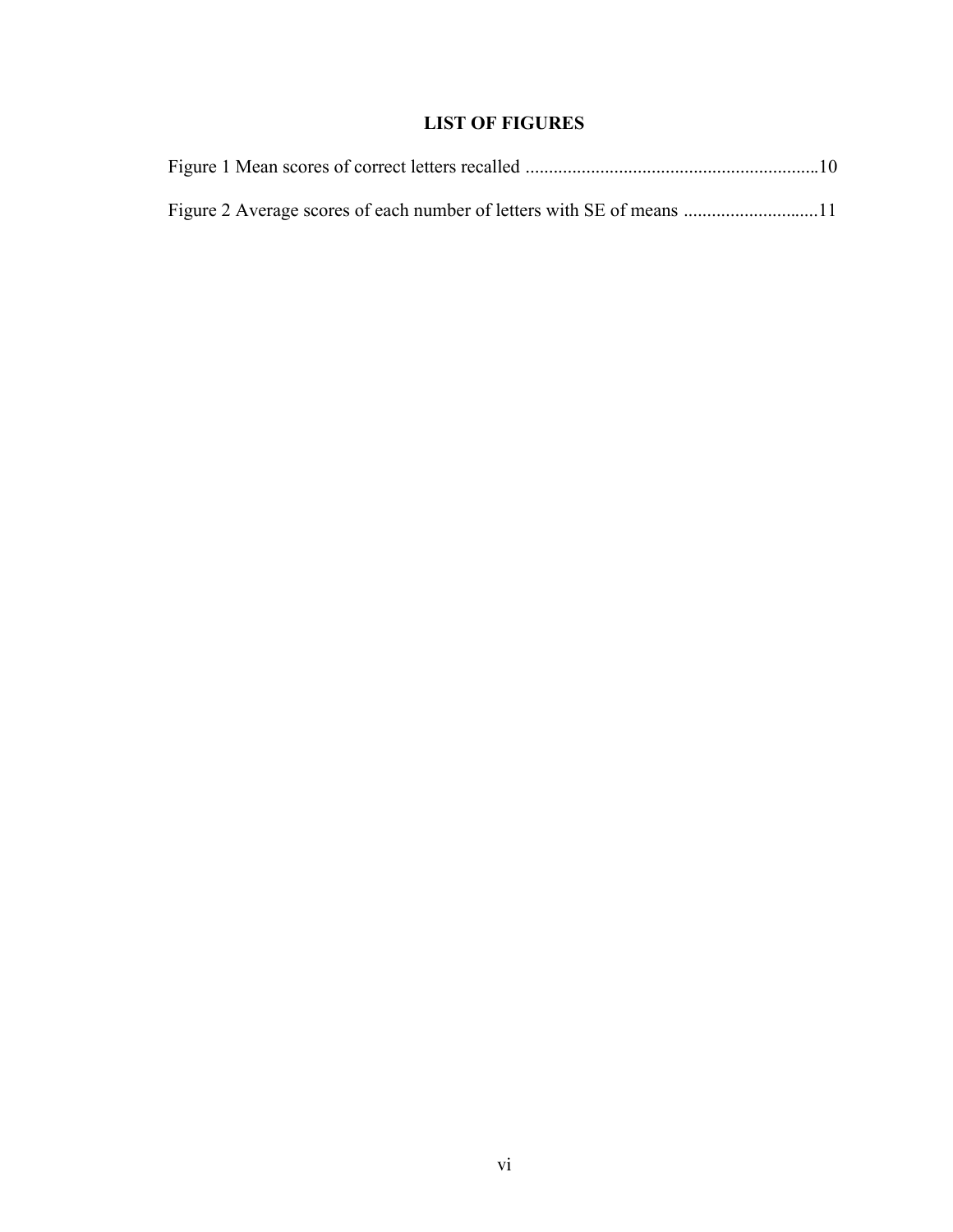# LIST OF FIGURES

Figure 1 Mean scores of correct letters recalled ..............................................................10

Figure 2 Average scores of each number of letters with SE of means .............................11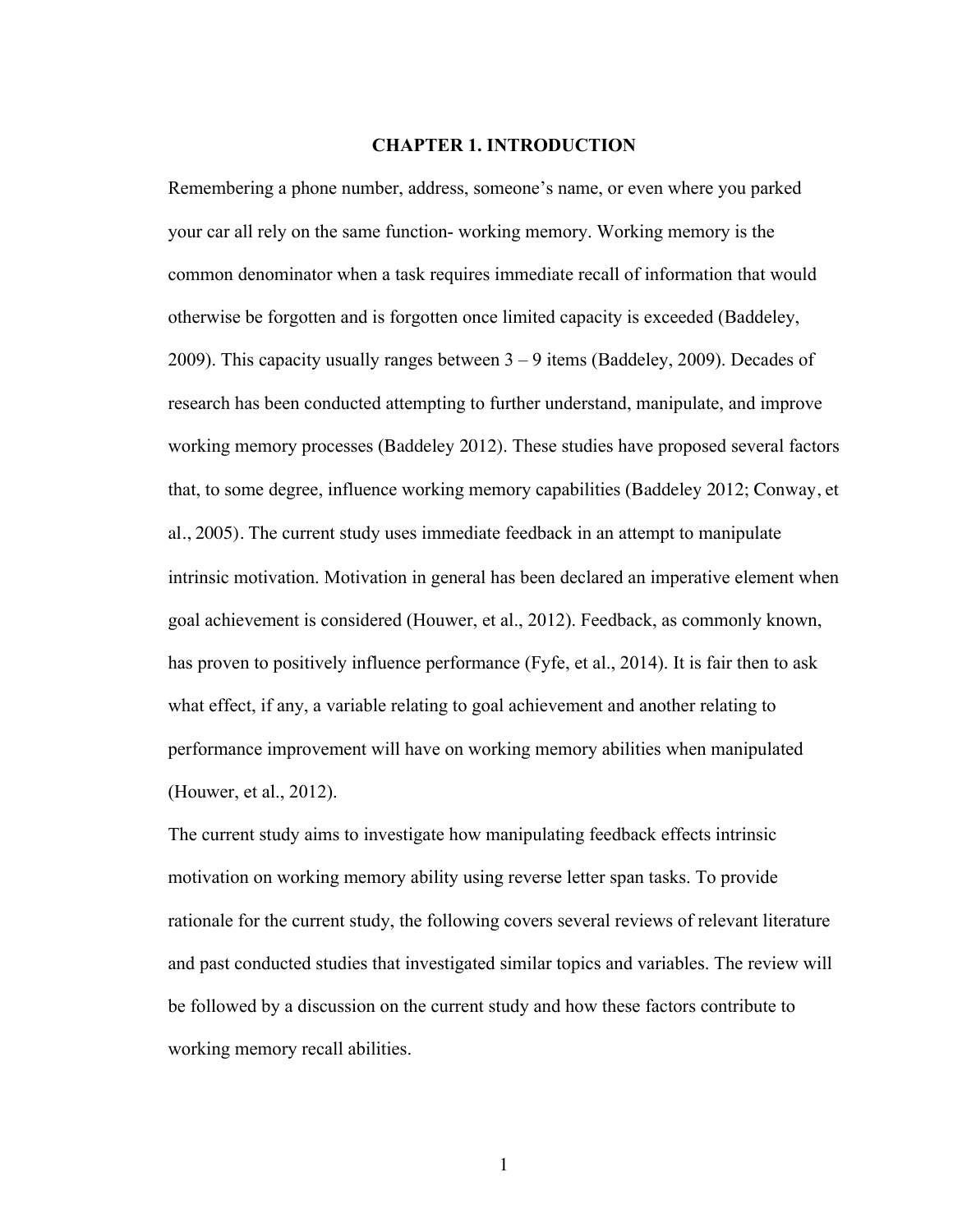# CHAPTER 1. INTRODUCTION

Remembering a phone number, address, someone's name, or even where you parked your car all rely on the same function- working memory. Working memory is the common denominator when a task requires immediate recall of information that would otherwise be forgotten and is forgotten once limited capacity is exceeded (Baddeley, 2009). This capacity usually ranges between 3 – 9 items (Baddeley, 2009). Decades of research has been conducted attempting to further understand, manipulate, and improve working memory processes (Baddeley 2012). These studies have proposed several factors that, to some degree, influence working memory capabilities (Baddeley 2012; Conway, et al., 2005). The current study uses immediate feedback in an attempt to manipulate intrinsic motivation. Motivation in general has been declared an imperative element when goal achievement is considered (Houwer, et al., 2012). Feedback, as commonly known, has proven to positively influence performance (Fyfe, et al., 2014). It is fair then to ask what effect, if any, a variable relating to goal achievement and another relating to performance improvement will have on working memory abilities when manipulated (Houwer, et al., 2012).

The current study aims to investigate how manipulating feedback effects intrinsic motivation on working memory ability using reverse letter span tasks. To provide rationale for the current study, the following covers several reviews of relevant literature and past conducted studies that investigated similar topics and variables. The review will be followed by a discussion on the current study and how these factors contribute to working memory recall abilities.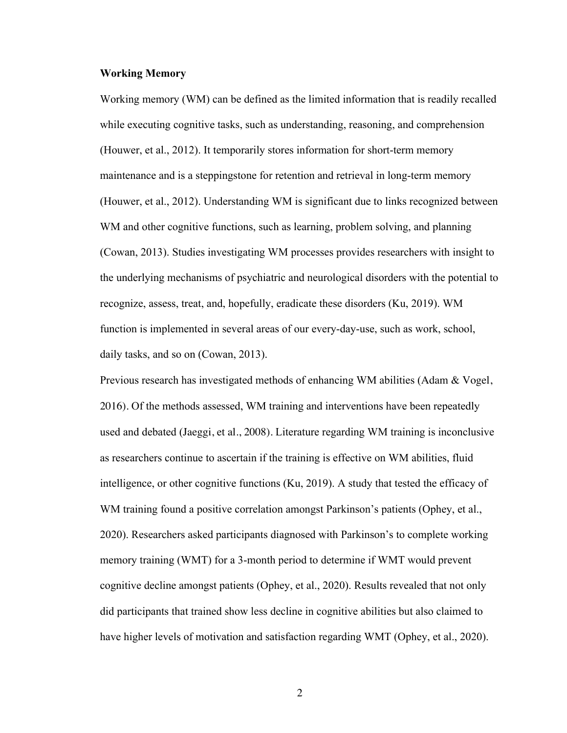**Working Memory**

Working memory (WM) can be defined as the limited information that is readily recalled while executing cognitive tasks, such as understanding, reasoning, and comprehension (Houwer, et al., 2012). It temporarily stores information for short-term memory maintenance and is a steppingstone for retention and retrieval in long-term memory (Houwer, et al., 2012). Understanding WM is significant due to links recognized between WM and other cognitive functions, such as learning, problem solving, and planning (Cowan, 2013). Studies investigating WM processes provides researchers with insight to the underlying mechanisms of psychiatric and neurological disorders with the potential to recognize, assess, treat, and, hopefully, eradicate these disorders (Ku, 2019). WM function is implemented in several areas of our every-day-use, such as work, school, daily tasks, and so on (Cowan, 2013).

Previous research has investigated methods of enhancing WM abilities (Adam & Vogel, 2016). Of the methods assessed, WM training and interventions have been repeatedly used and debated (Jaeggi, et al., 2008). Literature regarding WM training is inconclusive as researchers continue to ascertain if the training is effective on WM abilities, fluid intelligence, or other cognitive functions (Ku, 2019). A study that tested the efficacy of WM training found a positive correlation amongst Parkinson's patients (Ophey, et al., 2020). Researchers asked participants diagnosed with Parkinson's to complete working memory training (WMT) for a 3-month period to determine if WMT would prevent cognitive decline amongst patients (Ophey, et al., 2020). Results revealed that not only did participants that trained show less decline in cognitive abilities but also claimed to have higher levels of motivation and satisfaction regarding WMT (Ophey, et al., 2020).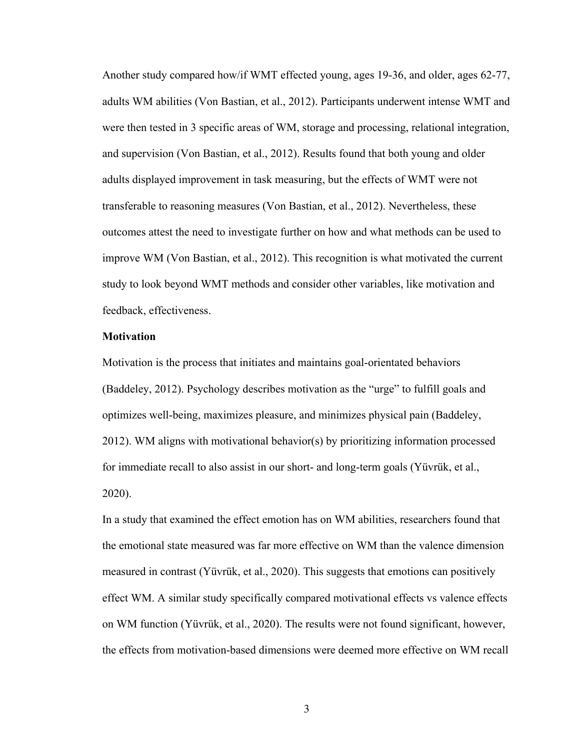Another study compared how/if WMT effected young, ages 19-36, and older, ages 62-77, adults WM abilities (Von Bastian, et al., 2012). Participants underwent intense WMT and were then tested in 3 specific areas of WM, storage and processing, relational integration, and supervision (Von Bastian, et al., 2012). Results found that both young and older adults displayed improvement in task measuring, but the effects of WMT were not transferable to reasoning measures (Von Bastian, et al., 2012). Nevertheless, these outcomes attest the need to investigate further on how and what methods can be used to improve WM (Von Bastian, et al., 2012). This recognition is what motivated the current study to look beyond WMT methods and consider other variables, like motivation and feedback, effectiveness.

**Motivation**

Motivation is the process that initiates and maintains goal-orientated behaviors (Baddeley, 2012). Psychology describes motivation as the "urge" to fulfill goals and optimizes well-being, maximizes pleasure, and minimizes physical pain (Baddeley, 2012). WM aligns with motivational behavior(s) by prioritizing information processed for immediate recall to also assist in our short- and long-term goals (Yüvrük, et al., 2020).

In a study that examined the effect emotion has on WM abilities, researchers found that the emotional state measured was far more effective on WM than the valence dimension measured in contrast (Yüvrük, et al., 2020). This suggests that emotions can positively effect WM. A similar study specifically compared motivational effects vs valence effects on WM function (Yüvrük, et al., 2020). The results were not found significant, however, the effects from motivation-based dimensions were deemed more effective on WM recall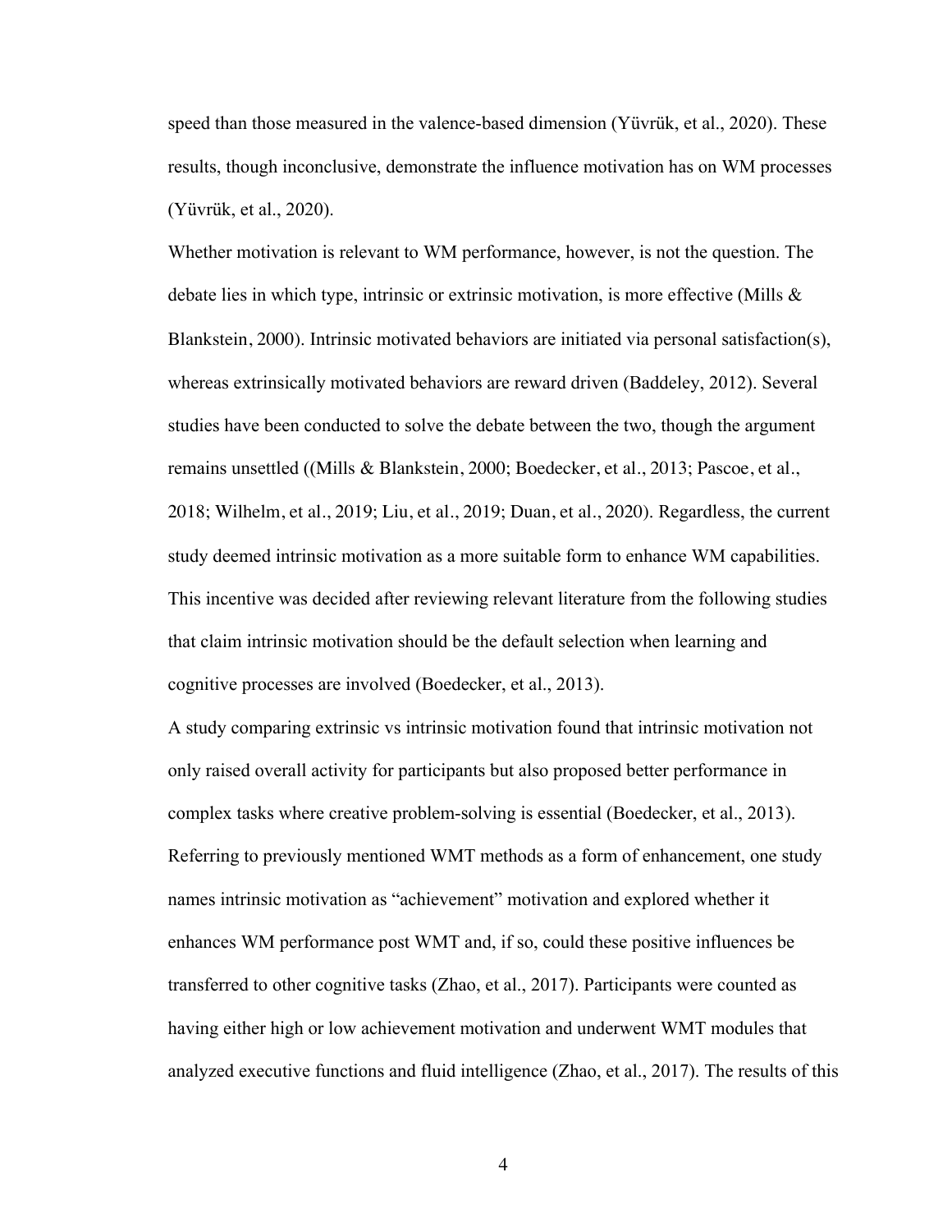speed than those measured in the valence-based dimension (Yüvrük, et al., 2020). These results, though inconclusive, demonstrate the influence motivation has on WM processes (Yüvrük, et al., 2020).

Whether motivation is relevant to WM performance, however, is not the question. The debate lies in which type, intrinsic or extrinsic motivation, is more effective (Mills & Blankstein, 2000). Intrinsic motivated behaviors are initiated via personal satisfaction(s), whereas extrinsically motivated behaviors are reward driven (Baddeley, 2012). Several studies have been conducted to solve the debate between the two, though the argument remains unsettled ((Mills & Blankstein, 2000; Boedecker, et al., 2013; Pascoe, et al., 2018; Wilhelm, et al., 2019; Liu, et al., 2019; Duan, et al., 2020). Regardless, the current study deemed intrinsic motivation as a more suitable form to enhance WM capabilities. This incentive was decided after reviewing relevant literature from the following studies that claim intrinsic motivation should be the default selection when learning and cognitive processes are involved (Boedecker, et al., 2013).

A study comparing extrinsic vs intrinsic motivation found that intrinsic motivation not only raised overall activity for participants but also proposed better performance in complex tasks where creative problem-solving is essential (Boedecker, et al., 2013). Referring to previously mentioned WMT methods as a form of enhancement, one study names intrinsic motivation as "achievement" motivation and explored whether it enhances WM performance post WMT and, if so, could these positive influences be transferred to other cognitive tasks (Zhao, et al., 2017). Participants were counted as having either high or low achievement motivation and underwent WMT modules that analyzed executive functions and fluid intelligence (Zhao, et al., 2017). The results of this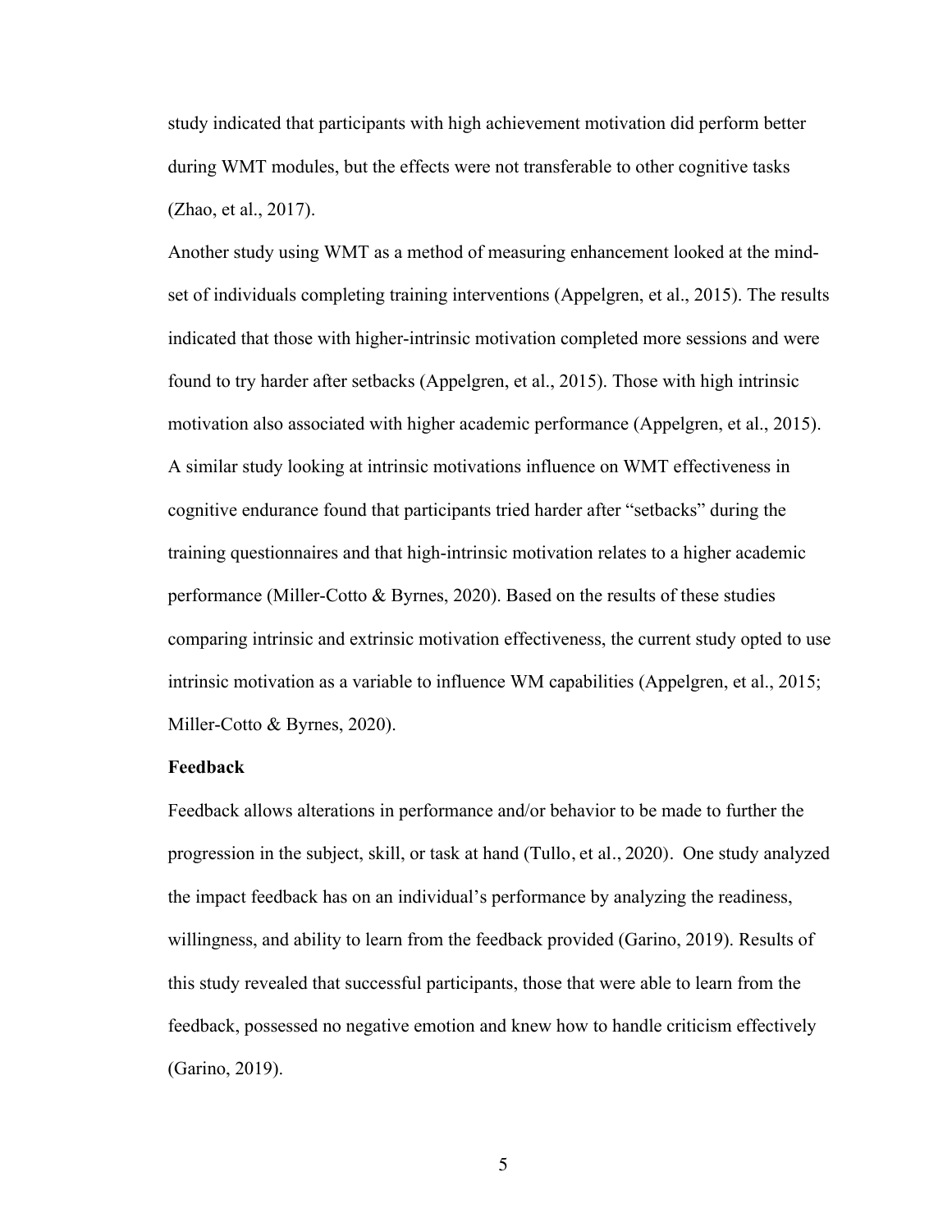study indicated that participants with high achievement motivation did perform better during WMT modules, but the effects were not transferable to other cognitive tasks (Zhao, et al., 2017).

Another study using WMT as a method of measuring enhancement looked at the mind-set of individuals completing training interventions (Appelgren, et al., 2015). The results indicated that those with higher-intrinsic motivation completed more sessions and were found to try harder after setbacks (Appelgren, et al., 2015). Those with high intrinsic motivation also associated with higher academic performance (Appelgren, et al., 2015). A similar study looking at intrinsic motivations influence on WMT effectiveness in cognitive endurance found that participants tried harder after "setbacks" during the training questionnaires and that high-intrinsic motivation relates to a higher academic performance (Miller-Cotto & Byrnes, 2020). Based on the results of these studies comparing intrinsic and extrinsic motivation effectiveness, the current study opted to use intrinsic motivation as a variable to influence WM capabilities (Appelgren, et al., 2015; Miller-Cotto & Byrnes, 2020).

**Feedback**

Feedback allows alterations in performance and/or behavior to be made to further the progression in the subject, skill, or task at hand (Tullo, et al., 2020). One study analyzed the impact feedback has on an individual's performance by analyzing the readiness, willingness, and ability to learn from the feedback provided (Garino, 2019). Results of this study revealed that successful participants, those that were able to learn from the feedback, possessed no negative emotion and knew how to handle criticism effectively (Garino, 2019).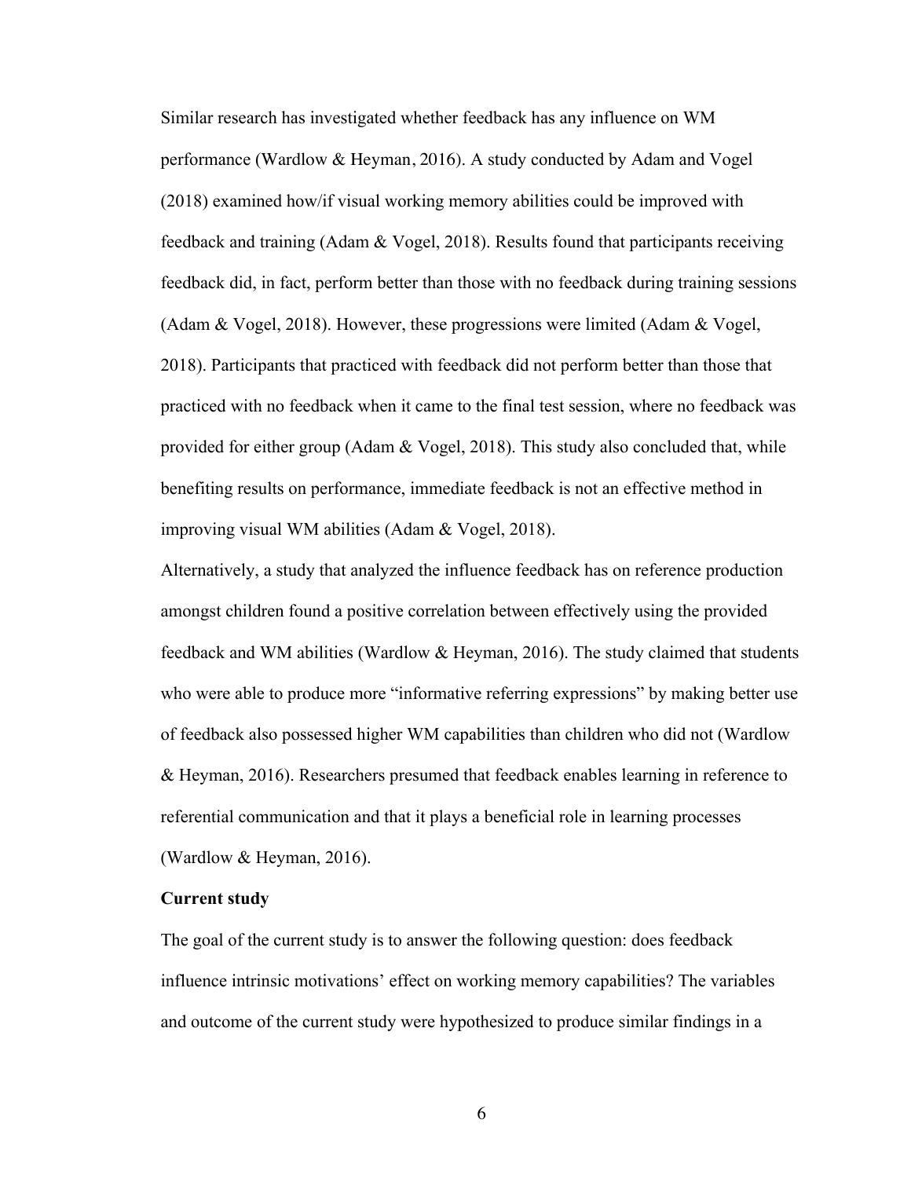Similar research has investigated whether feedback has any influence on WM performance (Wardlow & Heyman, 2016). A study conducted by Adam and Vogel (2018) examined how/if visual working memory abilities could be improved with feedback and training (Adam & Vogel, 2018). Results found that participants receiving feedback did, in fact, perform better than those with no feedback during training sessions (Adam & Vogel, 2018). However, these progressions were limited (Adam & Vogel, 2018). Participants that practiced with feedback did not perform better than those that practiced with no feedback when it came to the final test session, where no feedback was provided for either group (Adam & Vogel, 2018). This study also concluded that, while benefiting results on performance, immediate feedback is not an effective method in improving visual WM abilities (Adam & Vogel, 2018).

Alternatively, a study that analyzed the influence feedback has on reference production amongst children found a positive correlation between effectively using the provided feedback and WM abilities (Wardlow & Heyman, 2016). The study claimed that students who were able to produce more "informative referring expressions" by making better use of feedback also possessed higher WM capabilities than children who did not (Wardlow & Heyman, 2016). Researchers presumed that feedback enables learning in reference to referential communication and that it plays a beneficial role in learning processes (Wardlow & Heyman, 2016).

**Current study**

The goal of the current study is to answer the following question: does feedback influence intrinsic motivations' effect on working memory capabilities? The variables and outcome of the current study were hypothesized to produce similar findings in a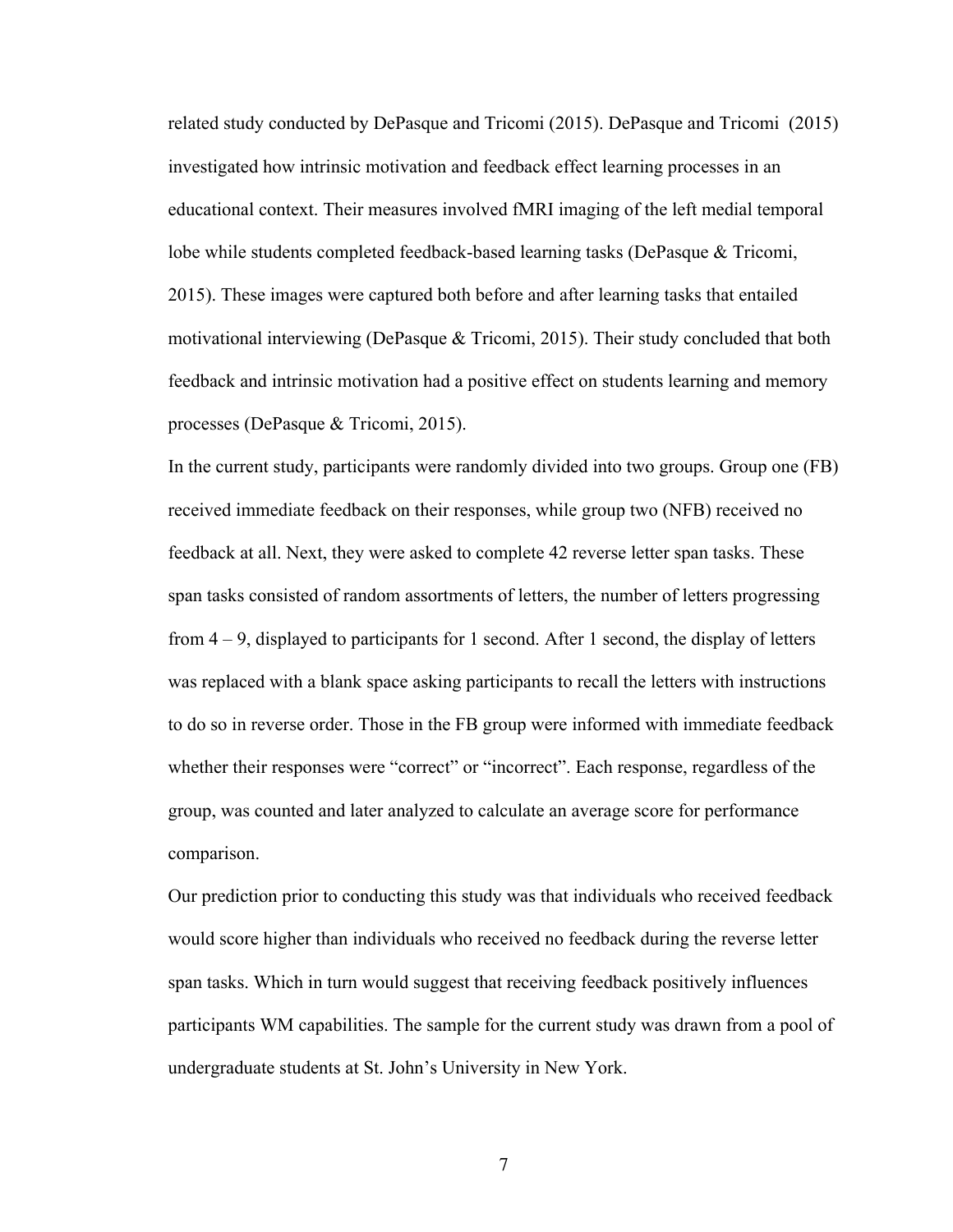related study conducted by DePasque and Tricomi (2015). DePasque and Tricomi (2015) investigated how intrinsic motivation and feedback effect learning processes in an educational context. Their measures involved fMRI imaging of the left medial temporal lobe while students completed feedback-based learning tasks (DePasque & Tricomi, 2015). These images were captured both before and after learning tasks that entailed motivational interviewing (DePasque & Tricomi, 2015). Their study concluded that both feedback and intrinsic motivation had a positive effect on students learning and memory processes (DePasque & Tricomi, 2015).

In the current study, participants were randomly divided into two groups. Group one (FB) received immediate feedback on their responses, while group two (NFB) received no feedback at all. Next, they were asked to complete 42 reverse letter span tasks. These span tasks consisted of random assortments of letters, the number of letters progressing from 4 – 9, displayed to participants for 1 second. After 1 second, the display of letters was replaced with a blank space asking participants to recall the letters with instructions to do so in reverse order. Those in the FB group were informed with immediate feedback whether their responses were "correct" or "incorrect". Each response, regardless of the group, was counted and later analyzed to calculate an average score for performance comparison.

Our prediction prior to conducting this study was that individuals who received feedback would score higher than individuals who received no feedback during the reverse letter span tasks. Which in turn would suggest that receiving feedback positively influences participants WM capabilities. The sample for the current study was drawn from a pool of undergraduate students at St. John's University in New York.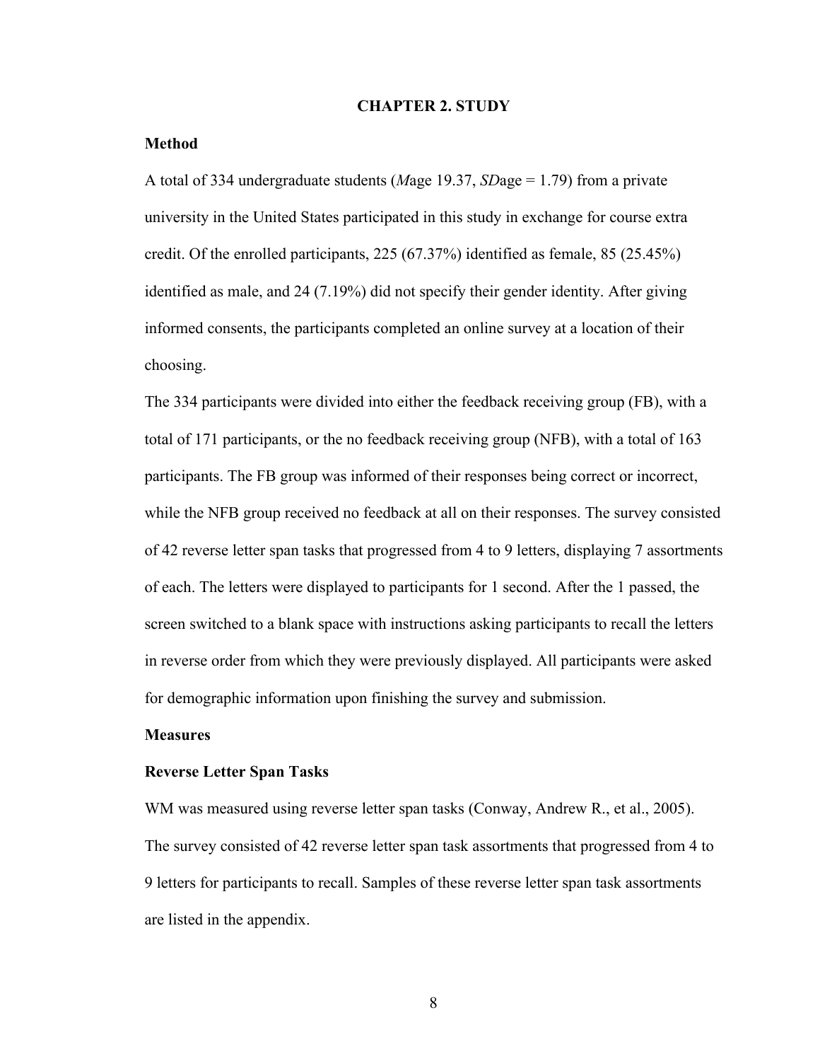# CHAPTER 2. STUDY

## Method

A total of 334 undergraduate students (*M*age 19.37, *SD*age = 1.79) from a private university in the United States participated in this study in exchange for course extra credit. Of the enrolled participants, 225 (67.37%) identified as female, 85 (25.45%) identified as male, and 24 (7.19%) did not specify their gender identity. After giving informed consents, the participants completed an online survey at a location of their choosing.

The 334 participants were divided into either the feedback receiving group (FB), with a total of 171 participants, or the no feedback receiving group (NFB), with a total of 163 participants. The FB group was informed of their responses being correct or incorrect, while the NFB group received no feedback at all on their responses. The survey consisted of 42 reverse letter span tasks that progressed from 4 to 9 letters, displaying 7 assortments of each. The letters were displayed to participants for 1 second. After the 1 passed, the screen switched to a blank space with instructions asking participants to recall the letters in reverse order from which they were previously displayed. All participants were asked for demographic information upon finishing the survey and submission.

## Measures

### Reverse Letter Span Tasks

WM was measured using reverse letter span tasks (Conway, Andrew R., et al., 2005). The survey consisted of 42 reverse letter span task assortments that progressed from 4 to 9 letters for participants to recall. Samples of these reverse letter span task assortments are listed in the appendix.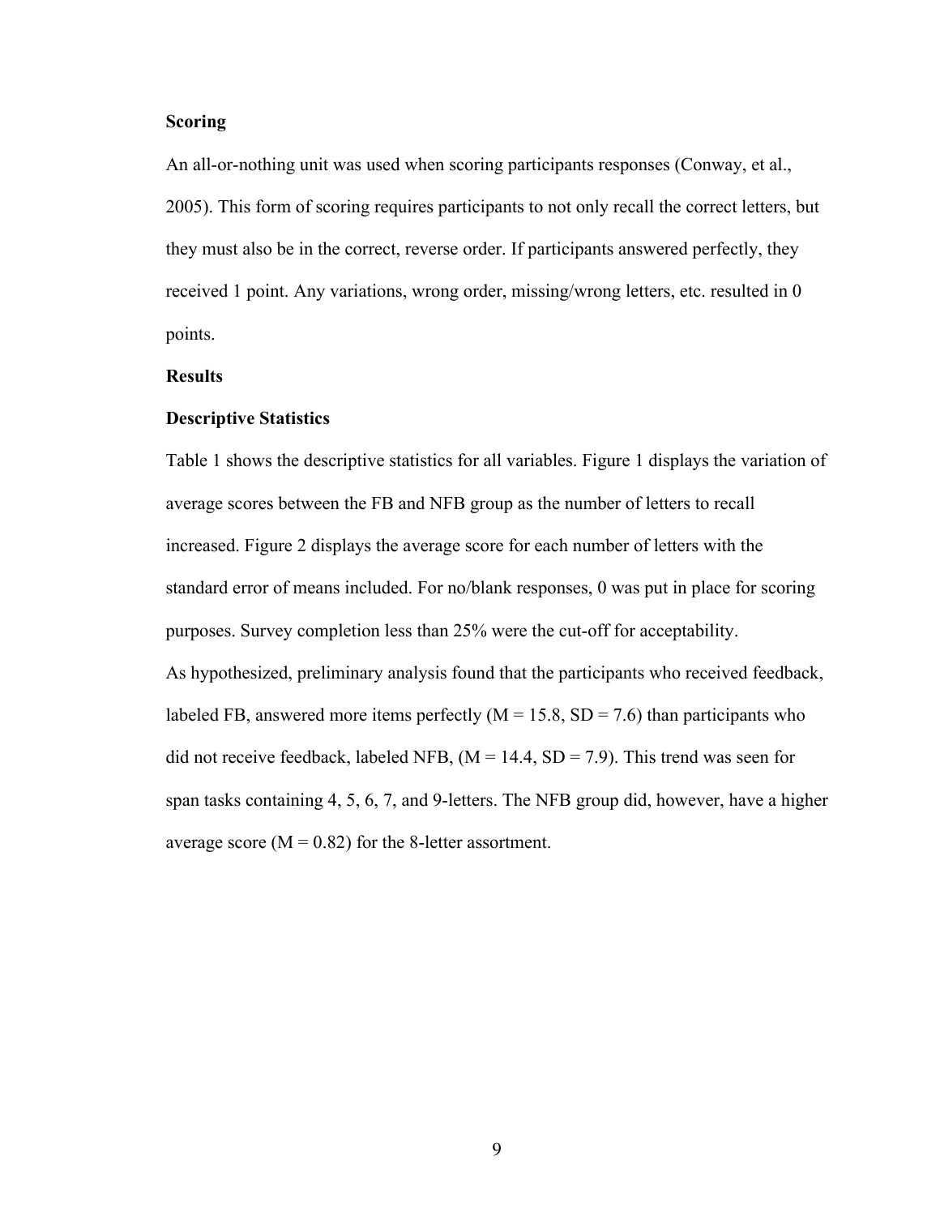**Scoring**

An all-or-nothing unit was used when scoring participants responses (Conway, et al., 2005). This form of scoring requires participants to not only recall the correct letters, but they must also be in the correct, reverse order. If participants answered perfectly, they received 1 point. Any variations, wrong order, missing/wrong letters, etc. resulted in 0 points.

**Results**

**Descriptive Statistics**

Table 1 shows the descriptive statistics for all variables. Figure 1 displays the variation of average scores between the FB and NFB group as the number of letters to recall increased. Figure 2 displays the average score for each number of letters with the standard error of means included. For no/blank responses, 0 was put in place for scoring purposes. Survey completion less than 25% were the cut-off for acceptability.

As hypothesized, preliminary analysis found that the participants who received feedback, labeled FB, answered more items perfectly ($M = 15.8$, $SD = 7.6$) than participants who did not receive feedback, labeled NFB, ($M = 14.4$, $SD = 7.9$). This trend was seen for span tasks containing 4, 5, 6, 7, and 9-letters. The NFB group did, however, have a higher average score ($M = 0.82$) for the 8-letter assortment.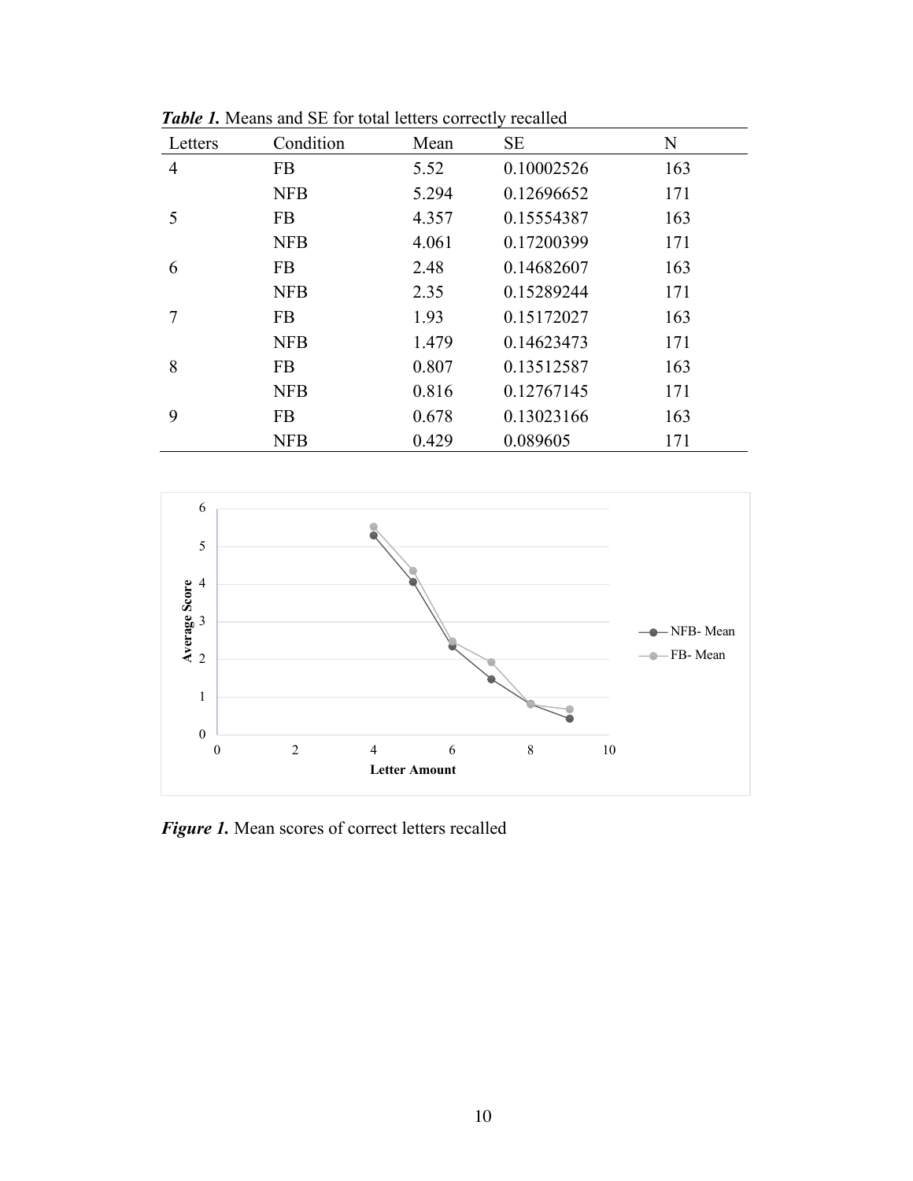***Table 1.*** Means and SE for total letters correctly recalled

| Letters | Condition | Mean | SE | N |
|---|---|---|---|---|
| 4 | FB | 5.52 | 0.10002526 | 163 |
| | NFB | 5.294 | 0.12696652 | 171 |
| 5 | FB | 4.357 | 0.15554387 | 163 |
| | NFB | 4.061 | 0.17200399 | 171 |
| 6 | FB | 2.48 | 0.14682607 | 163 |
| | NFB | 2.35 | 0.15289244 | 171 |
| 7 | FB | 1.93 | 0.15172027 | 163 |
| | NFB | 1.479 | 0.14623473 | 171 |
| 8 | FB | 0.807 | 0.13512587 | 163 |
| | NFB | 0.816 | 0.12767145 | 171 |
| 9 | FB | 0.678 | 0.13023166 | 163 |
| | NFB | 0.429 | 0.089605 | 171 |

***Figure 1.*** Mean scores of correct letters recalled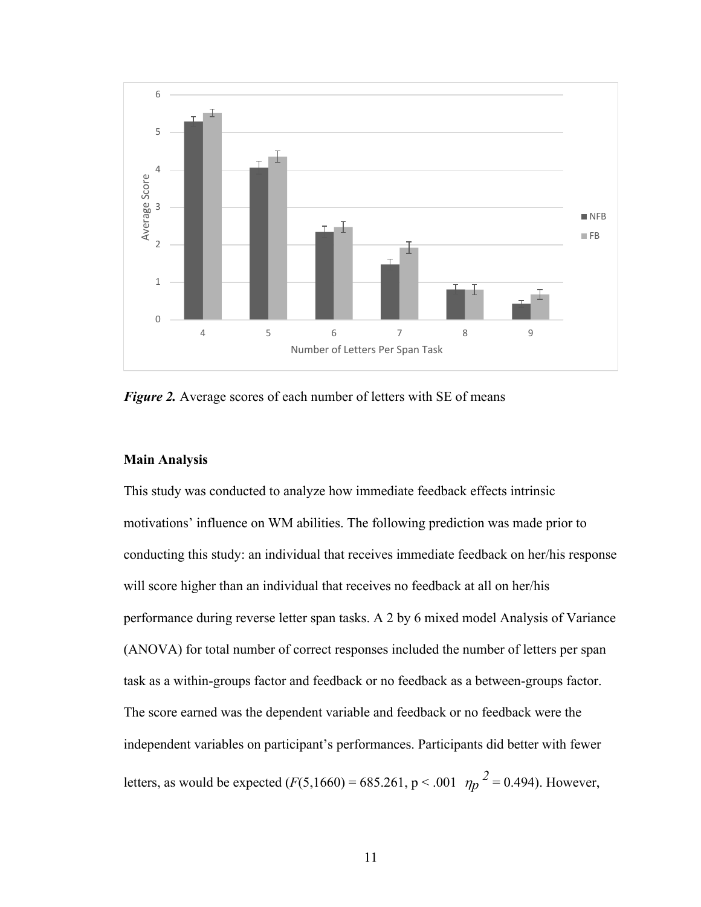*Figure 2.* Average scores of each number of letters with SE of means

**Main Analysis**

This study was conducted to analyze how immediate feedback effects intrinsic motivations' influence on WM abilities. The following prediction was made prior to conducting this study: an individual that receives immediate feedback on her/his response will score higher than an individual that receives no feedback at all on her/his performance during reverse letter span tasks. A 2 by 6 mixed model Analysis of Variance (ANOVA) for total number of correct responses included the number of letters per span task as a within-groups factor and feedback or no feedback as a between-groups factor. The score earned was the dependent variable and feedback or no feedback were the independent variables on participant's performances. Participants did better with fewer letters, as would be expected ($F(5,1660) = 685.261$, $p < .001$ $\eta_p^2 = 0.494$). However,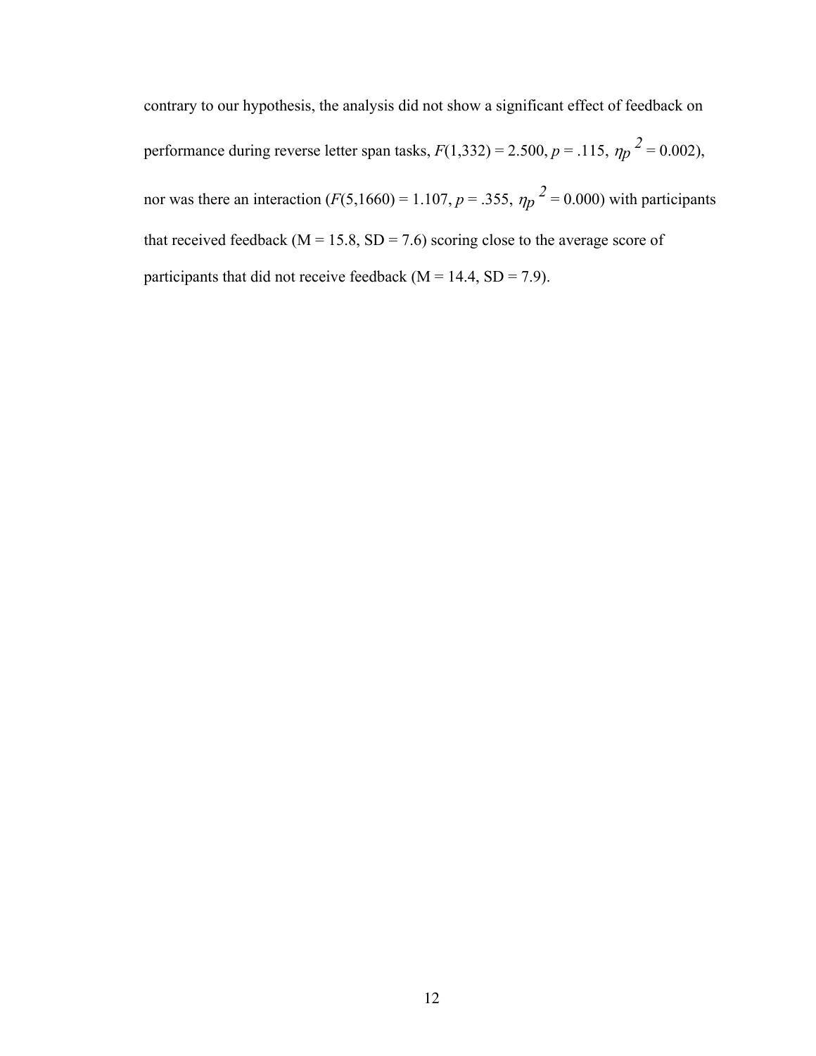contrary to our hypothesis, the analysis did not show a significant effect of feedback on performance during reverse letter span tasks, $F(1,332) = 2.500$, $p = .115$, $\eta_p^2 = 0.002$), nor was there an interaction ($F(5,1660) = 1.107$, $p = .355$, $\eta_p^2 = 0.000$) with participants that received feedback (M = 15.8, SD = 7.6) scoring close to the average score of participants that did not receive feedback (M = 14.4, SD = 7.9).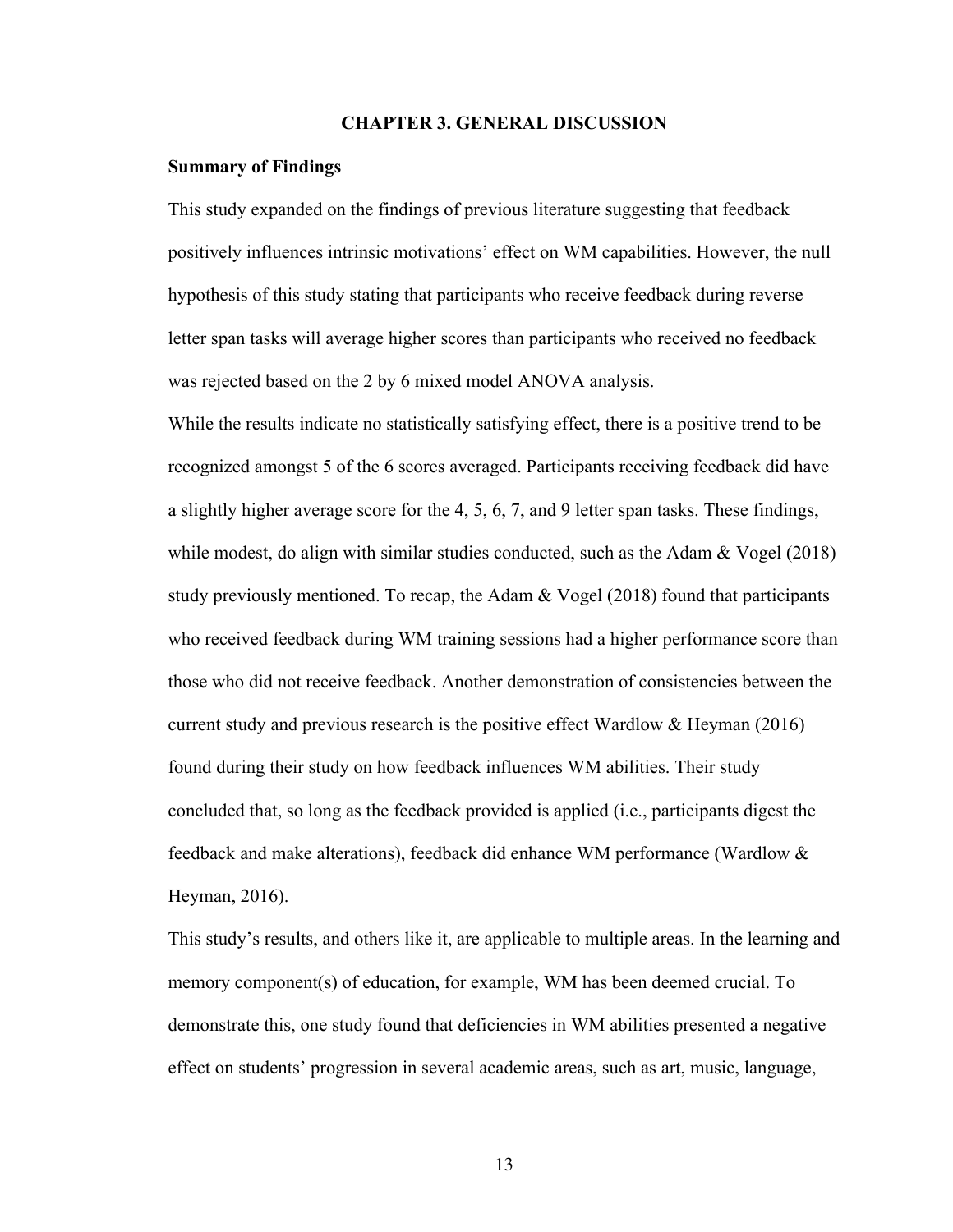# CHAPTER 3. GENERAL DISCUSSION

## Summary of Findings

This study expanded on the findings of previous literature suggesting that feedback positively influences intrinsic motivations' effect on WM capabilities. However, the null hypothesis of this study stating that participants who receive feedback during reverse letter span tasks will average higher scores than participants who received no feedback was rejected based on the 2 by 6 mixed model ANOVA analysis.

While the results indicate no statistically satisfying effect, there is a positive trend to be recognized amongst 5 of the 6 scores averaged. Participants receiving feedback did have a slightly higher average score for the 4, 5, 6, 7, and 9 letter span tasks. These findings, while modest, do align with similar studies conducted, such as the Adam & Vogel (2018) study previously mentioned. To recap, the Adam & Vogel (2018) found that participants who received feedback during WM training sessions had a higher performance score than those who did not receive feedback. Another demonstration of consistencies between the current study and previous research is the positive effect Wardlow & Heyman (2016) found during their study on how feedback influences WM abilities. Their study concluded that, so long as the feedback provided is applied (i.e., participants digest the feedback and make alterations), feedback did enhance WM performance (Wardlow & Heyman, 2016).

This study's results, and others like it, are applicable to multiple areas. In the learning and memory component(s) of education, for example, WM has been deemed crucial. To demonstrate this, one study found that deficiencies in WM abilities presented a negative effect on students' progression in several academic areas, such as art, music, language,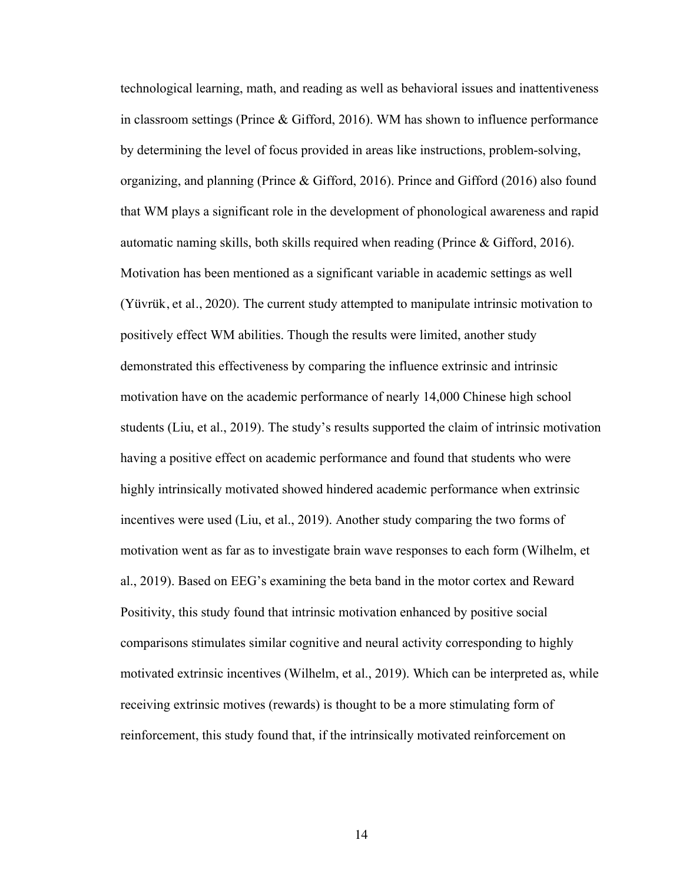technological learning, math, and reading as well as behavioral issues and inattentiveness in classroom settings (Prince & Gifford, 2016). WM has shown to influence performance by determining the level of focus provided in areas like instructions, problem-solving, organizing, and planning (Prince & Gifford, 2016). Prince and Gifford (2016) also found that WM plays a significant role in the development of phonological awareness and rapid automatic naming skills, both skills required when reading (Prince & Gifford, 2016). Motivation has been mentioned as a significant variable in academic settings as well (Yüvrük, et al., 2020). The current study attempted to manipulate intrinsic motivation to positively effect WM abilities. Though the results were limited, another study demonstrated this effectiveness by comparing the influence extrinsic and intrinsic motivation have on the academic performance of nearly 14,000 Chinese high school students (Liu, et al., 2019). The study's results supported the claim of intrinsic motivation having a positive effect on academic performance and found that students who were highly intrinsically motivated showed hindered academic performance when extrinsic incentives were used (Liu, et al., 2019). Another study comparing the two forms of motivation went as far as to investigate brain wave responses to each form (Wilhelm, et al., 2019). Based on EEG's examining the beta band in the motor cortex and Reward Positivity, this study found that intrinsic motivation enhanced by positive social comparisons stimulates similar cognitive and neural activity corresponding to highly motivated extrinsic incentives (Wilhelm, et al., 2019). Which can be interpreted as, while receiving extrinsic motives (rewards) is thought to be a more stimulating form of reinforcement, this study found that, if the intrinsically motivated reinforcement on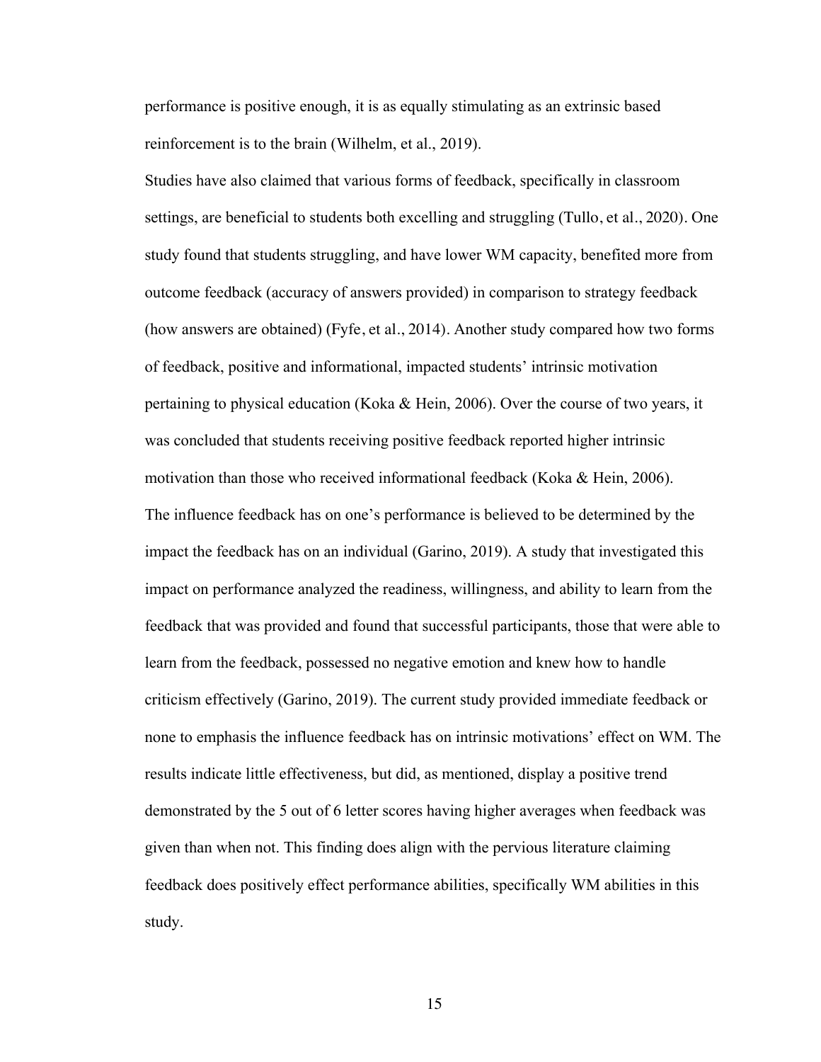performance is positive enough, it is as equally stimulating as an extrinsic based reinforcement is to the brain (Wilhelm, et al., 2019).

Studies have also claimed that various forms of feedback, specifically in classroom settings, are beneficial to students both excelling and struggling (Tullo, et al., 2020). One study found that students struggling, and have lower WM capacity, benefited more from outcome feedback (accuracy of answers provided) in comparison to strategy feedback (how answers are obtained) (Fyfe, et al., 2014). Another study compared how two forms of feedback, positive and informational, impacted students' intrinsic motivation pertaining to physical education (Koka & Hein, 2006). Over the course of two years, it was concluded that students receiving positive feedback reported higher intrinsic motivation than those who received informational feedback (Koka & Hein, 2006).

The influence feedback has on one's performance is believed to be determined by the impact the feedback has on an individual (Garino, 2019). A study that investigated this impact on performance analyzed the readiness, willingness, and ability to learn from the feedback that was provided and found that successful participants, those that were able to learn from the feedback, possessed no negative emotion and knew how to handle criticism effectively (Garino, 2019). The current study provided immediate feedback or none to emphasis the influence feedback has on intrinsic motivations' effect on WM. The results indicate little effectiveness, but did, as mentioned, display a positive trend demonstrated by the 5 out of 6 letter scores having higher averages when feedback was given than when not. This finding does align with the pervious literature claiming feedback does positively effect performance abilities, specifically WM abilities in this study.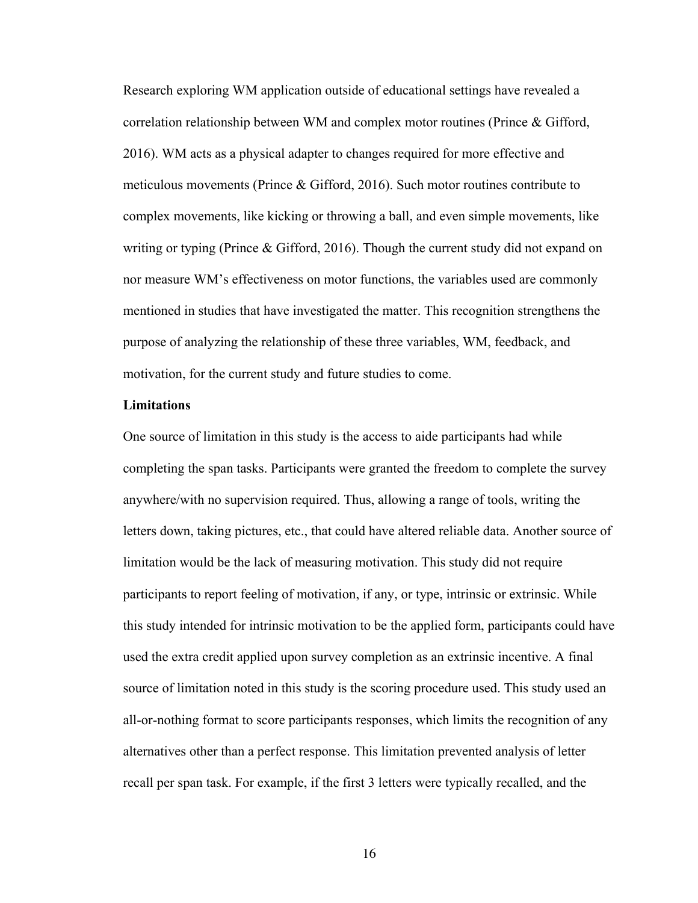Research exploring WM application outside of educational settings have revealed a correlation relationship between WM and complex motor routines (Prince & Gifford, 2016). WM acts as a physical adapter to changes required for more effective and meticulous movements (Prince & Gifford, 2016). Such motor routines contribute to complex movements, like kicking or throwing a ball, and even simple movements, like writing or typing (Prince & Gifford, 2016). Though the current study did not expand on nor measure WM's effectiveness on motor functions, the variables used are commonly mentioned in studies that have investigated the matter. This recognition strengthens the purpose of analyzing the relationship of these three variables, WM, feedback, and motivation, for the current study and future studies to come.

**Limitations**

One source of limitation in this study is the access to aide participants had while completing the span tasks. Participants were granted the freedom to complete the survey anywhere/with no supervision required. Thus, allowing a range of tools, writing the letters down, taking pictures, etc., that could have altered reliable data. Another source of limitation would be the lack of measuring motivation. This study did not require participants to report feeling of motivation, if any, or type, intrinsic or extrinsic. While this study intended for intrinsic motivation to be the applied form, participants could have used the extra credit applied upon survey completion as an extrinsic incentive. A final source of limitation noted in this study is the scoring procedure used. This study used an all-or-nothing format to score participants responses, which limits the recognition of any alternatives other than a perfect response. This limitation prevented analysis of letter recall per span task. For example, if the first 3 letters were typically recalled, and the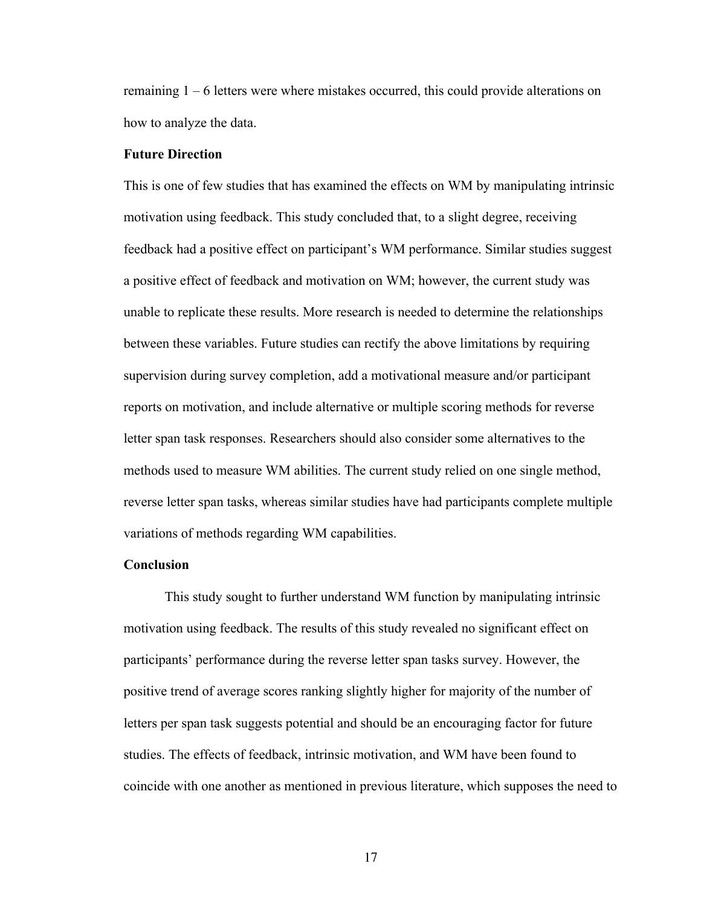remaining 1 – 6 letters were where mistakes occurred, this could provide alterations on how to analyze the data.

**Future Direction**

This is one of few studies that has examined the effects on WM by manipulating intrinsic motivation using feedback. This study concluded that, to a slight degree, receiving feedback had a positive effect on participant's WM performance. Similar studies suggest a positive effect of feedback and motivation on WM; however, the current study was unable to replicate these results. More research is needed to determine the relationships between these variables. Future studies can rectify the above limitations by requiring supervision during survey completion, add a motivational measure and/or participant reports on motivation, and include alternative or multiple scoring methods for reverse letter span task responses. Researchers should also consider some alternatives to the methods used to measure WM abilities. The current study relied on one single method, reverse letter span tasks, whereas similar studies have had participants complete multiple variations of methods regarding WM capabilities.

**Conclusion**

This study sought to further understand WM function by manipulating intrinsic motivation using feedback. The results of this study revealed no significant effect on participants' performance during the reverse letter span tasks survey. However, the positive trend of average scores ranking slightly higher for majority of the number of letters per span task suggests potential and should be an encouraging factor for future studies. The effects of feedback, intrinsic motivation, and WM have been found to coincide with one another as mentioned in previous literature, which supposes the need to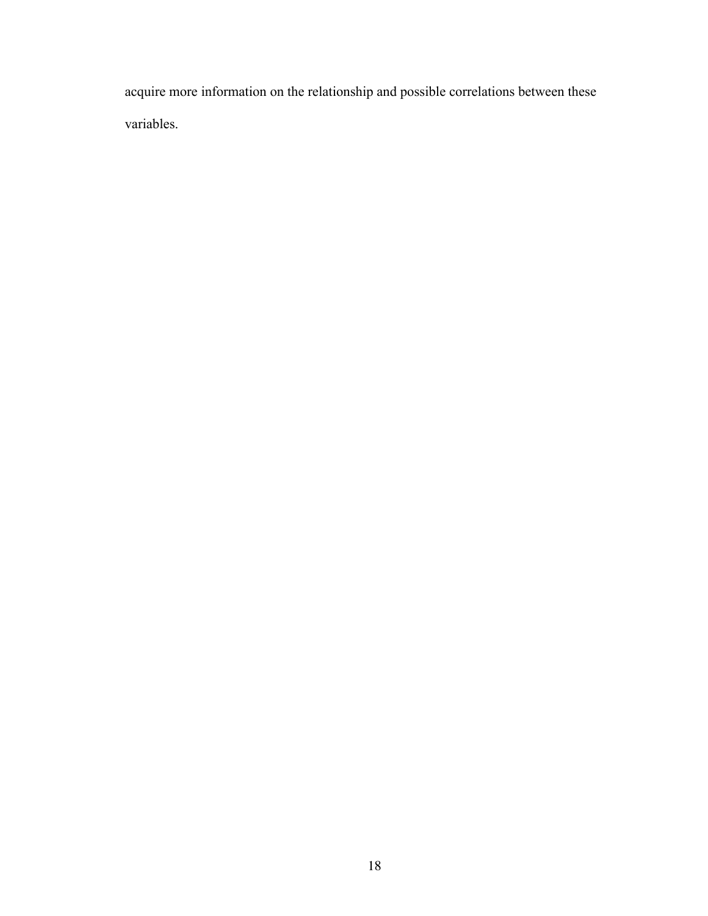acquire more information on the relationship and possible correlations between these variables.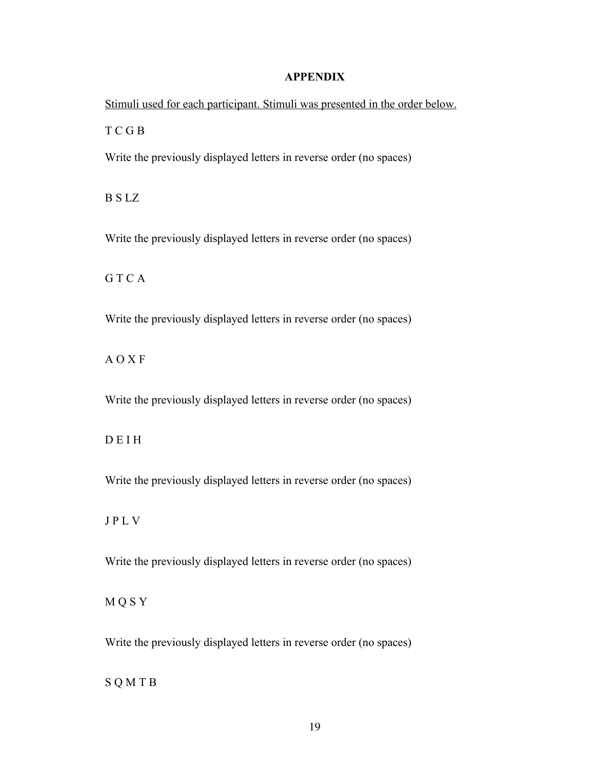## APPENDIX

Stimuli used for each participant. Stimuli was presented in the order below.

T C G B

Write the previously displayed letters in reverse order (no spaces)

B S LZ

Write the previously displayed letters in reverse order (no spaces)

G T C A

Write the previously displayed letters in reverse order (no spaces)

A O X F

Write the previously displayed letters in reverse order (no spaces)

D E I H

Write the previously displayed letters in reverse order (no spaces)

J P L V

Write the previously displayed letters in reverse order (no spaces)

M Q S Y

Write the previously displayed letters in reverse order (no spaces)

S Q M T B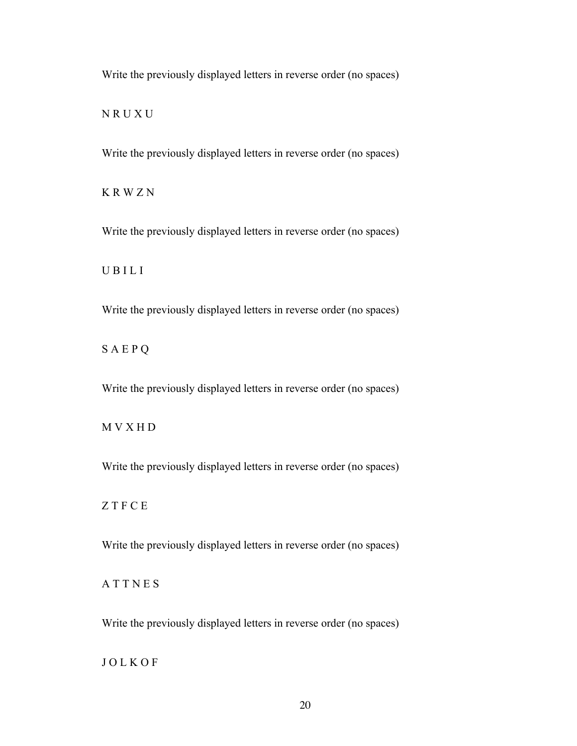Write the previously displayed letters in reverse order (no spaces)

N R U X U

Write the previously displayed letters in reverse order (no spaces)

K R W Z N

Write the previously displayed letters in reverse order (no spaces)

U B I L I

Write the previously displayed letters in reverse order (no spaces)

S A E P Q

Write the previously displayed letters in reverse order (no spaces)

M V X H D

Write the previously displayed letters in reverse order (no spaces)

Z T F C E

Write the previously displayed letters in reverse order (no spaces)

A T T N E S

Write the previously displayed letters in reverse order (no spaces)

J O L K O F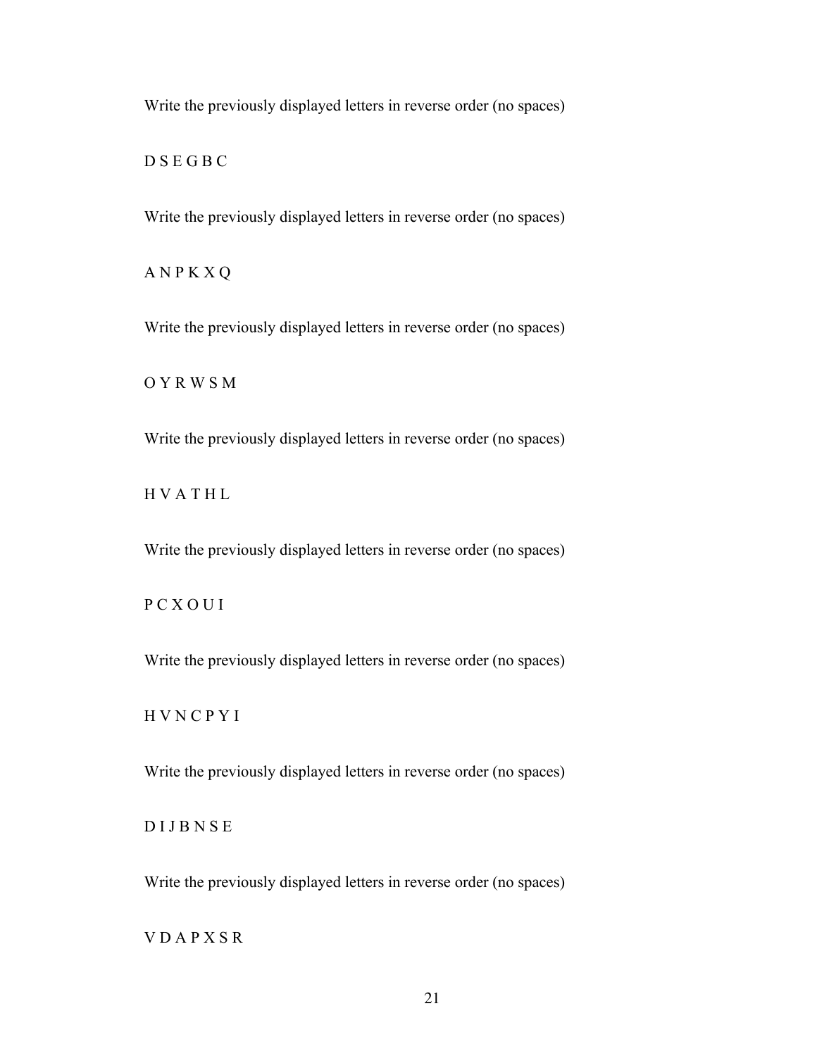Write the previously displayed letters in reverse order (no spaces)

D S E G B C

Write the previously displayed letters in reverse order (no spaces)

A N P K X Q

Write the previously displayed letters in reverse order (no spaces)

O Y R W S M

Write the previously displayed letters in reverse order (no spaces)

H V A T H L

Write the previously displayed letters in reverse order (no spaces)

P C X O U I

Write the previously displayed letters in reverse order (no spaces)

H V N C P Y I

Write the previously displayed letters in reverse order (no spaces)

D I J B N S E

Write the previously displayed letters in reverse order (no spaces)

V D A P X S R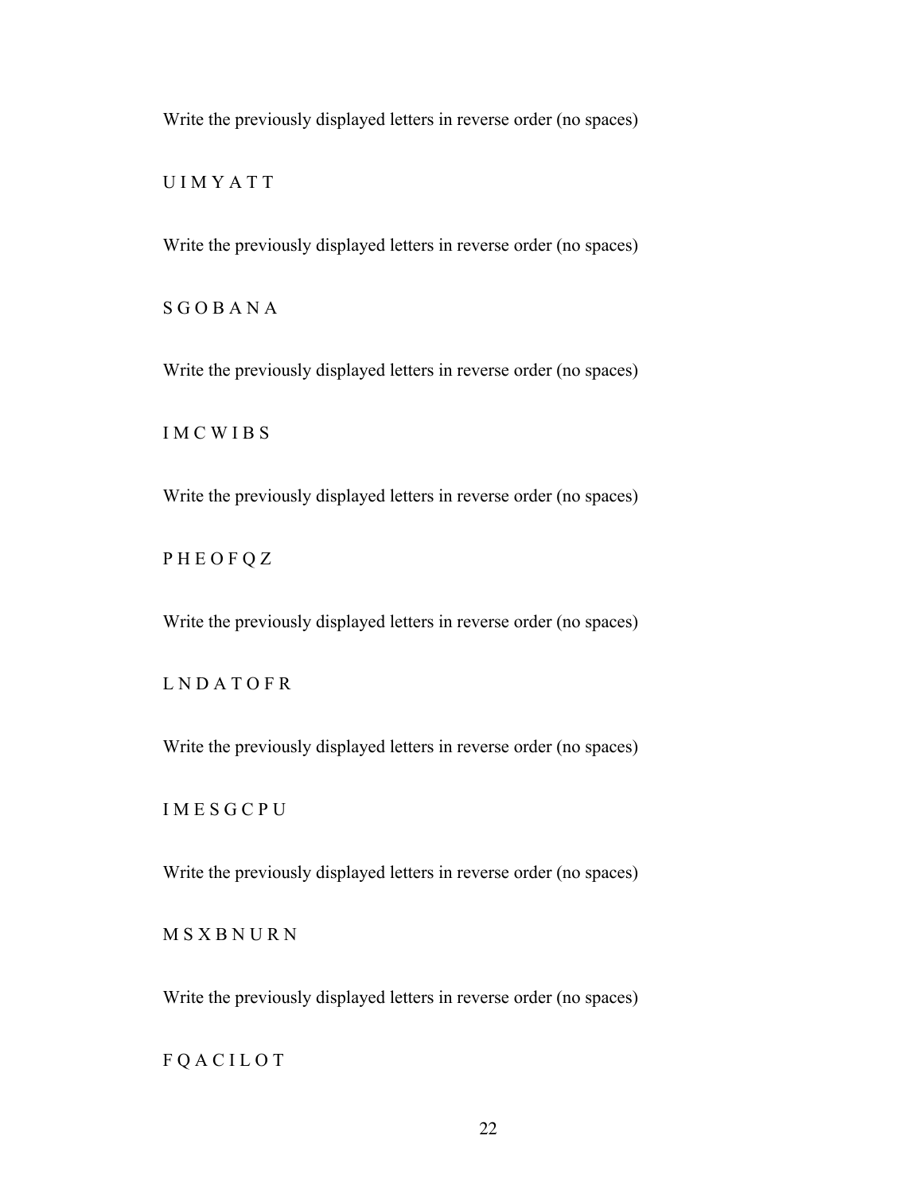Write the previously displayed letters in reverse order (no spaces)

U I M Y A T T

Write the previously displayed letters in reverse order (no spaces)

S G O B A N A

Write the previously displayed letters in reverse order (no spaces)

I M C W I B S

Write the previously displayed letters in reverse order (no spaces)

P H E O F Q Z

Write the previously displayed letters in reverse order (no spaces)

L N D A T O F R

Write the previously displayed letters in reverse order (no spaces)

I M E S G C P U

Write the previously displayed letters in reverse order (no spaces)

M S X B N U R N

Write the previously displayed letters in reverse order (no spaces)

F Q A C I L O T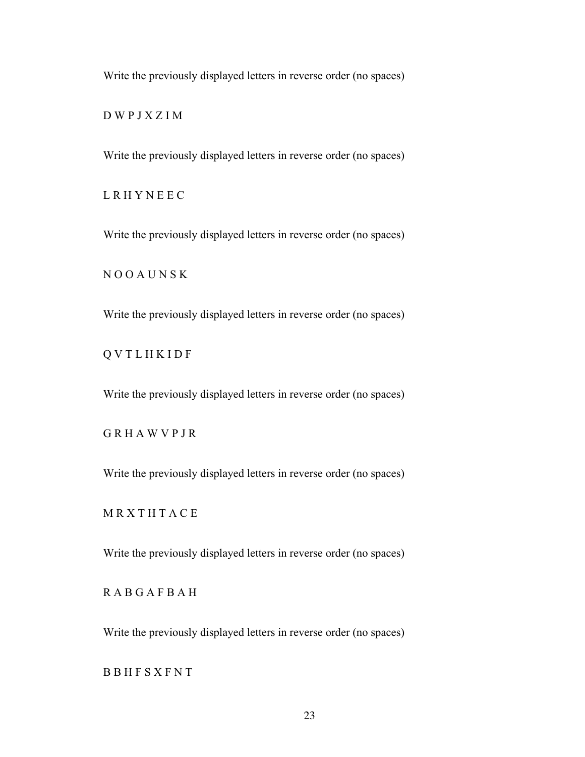Write the previously displayed letters in reverse order (no spaces)

D W P J X Z I M

Write the previously displayed letters in reverse order (no spaces)

L R H Y N E E C

Write the previously displayed letters in reverse order (no spaces)

N O O A U N S K

Write the previously displayed letters in reverse order (no spaces)

Q V T L H K I D F

Write the previously displayed letters in reverse order (no spaces)

G R H A W V P J R

Write the previously displayed letters in reverse order (no spaces)

M R X T H T A C E

Write the previously displayed letters in reverse order (no spaces)

R A B G A F B A H

Write the previously displayed letters in reverse order (no spaces)

B B H F S X F N T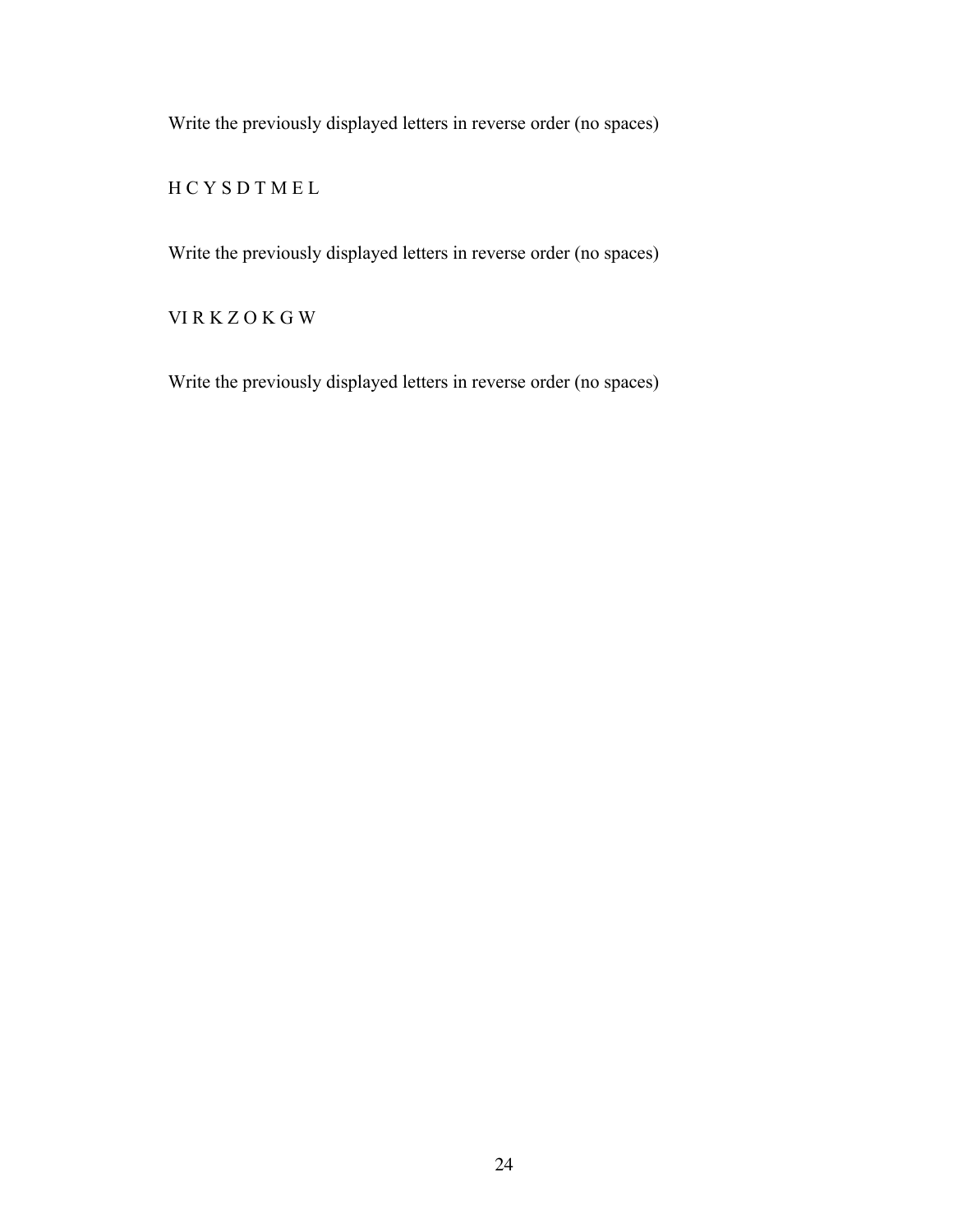Write the previously displayed letters in reverse order (no spaces)

H C Y S D T M E L

Write the previously displayed letters in reverse order (no spaces)

VI R K Z O K G W

Write the previously displayed letters in reverse order (no spaces)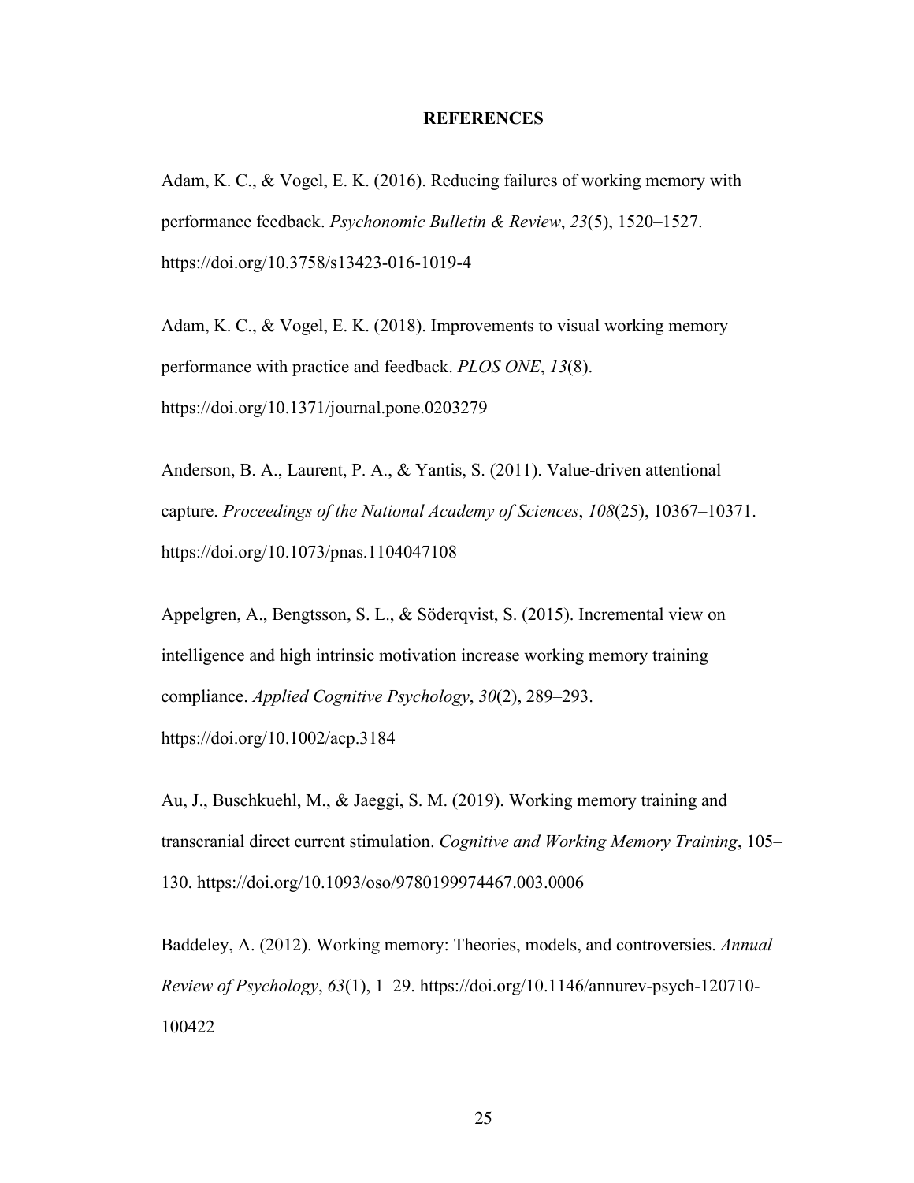# REFERENCES

Adam, K. C., & Vogel, E. K. (2016). Reducing failures of working memory with performance feedback. *Psychonomic Bulletin & Review*, *23*(5), 1520–1527. https://doi.org/10.3758/s13423-016-1019-4

Adam, K. C., & Vogel, E. K. (2018). Improvements to visual working memory performance with practice and feedback. *PLOS ONE*, *13*(8). https://doi.org/10.1371/journal.pone.0203279

Anderson, B. A., Laurent, P. A., & Yantis, S. (2011). Value-driven attentional capture. *Proceedings of the National Academy of Sciences*, *108*(25), 10367–10371. https://doi.org/10.1073/pnas.1104047108

Appelgren, A., Bengtsson, S. L., & Söderqvist, S. (2015). Incremental view on intelligence and high intrinsic motivation increase working memory training compliance. *Applied Cognitive Psychology*, *30*(2), 289–293. https://doi.org/10.1002/acp.3184

Au, J., Buschkuehl, M., & Jaeggi, S. M. (2019). Working memory training and transcranial direct current stimulation. *Cognitive and Working Memory Training*, 105–130. https://doi.org/10.1093/oso/9780199974467.003.0006

Baddeley, A. (2012). Working memory: Theories, models, and controversies. *Annual Review of Psychology*, *63*(1), 1–29. https://doi.org/10.1146/annurev-psych-120710-100422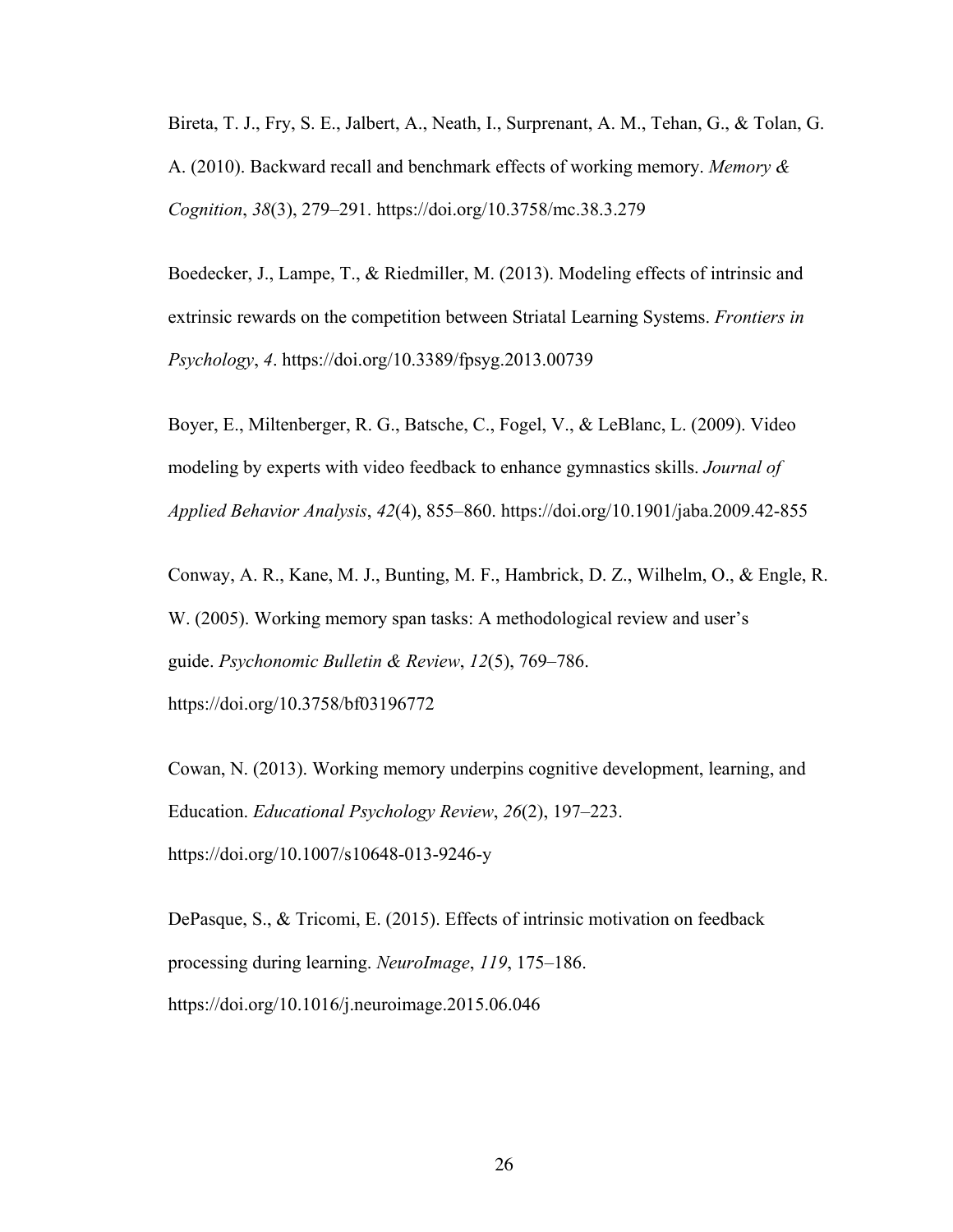Bireta, T. J., Fry, S. E., Jalbert, A., Neath, I., Surprenant, A. M., Tehan, G., & Tolan, G. A. (2010). Backward recall and benchmark effects of working memory. *Memory & Cognition*, *38*(3), 279–291. https://doi.org/10.3758/mc.38.3.279

Boedecker, J., Lampe, T., & Riedmiller, M. (2013). Modeling effects of intrinsic and extrinsic rewards on the competition between Striatal Learning Systems. *Frontiers in Psychology*, *4*. https://doi.org/10.3389/fpsyg.2013.00739

Boyer, E., Miltenberger, R. G., Batsche, C., Fogel, V., & LeBlanc, L. (2009). Video modeling by experts with video feedback to enhance gymnastics skills. *Journal of Applied Behavior Analysis*, *42*(4), 855–860. https://doi.org/10.1901/jaba.2009.42-855

Conway, A. R., Kane, M. J., Bunting, M. F., Hambrick, D. Z., Wilhelm, O., & Engle, R. W. (2005). Working memory span tasks: A methodological review and user's guide. *Psychonomic Bulletin & Review*, *12*(5), 769–786. https://doi.org/10.3758/bf03196772

Cowan, N. (2013). Working memory underpins cognitive development, learning, and Education. *Educational Psychology Review*, *26*(2), 197–223. https://doi.org/10.1007/s10648-013-9246-y

DePasque, S., & Tricomi, E. (2015). Effects of intrinsic motivation on feedback processing during learning. *NeuroImage*, *119*, 175–186. https://doi.org/10.1016/j.neuroimage.2015.06.046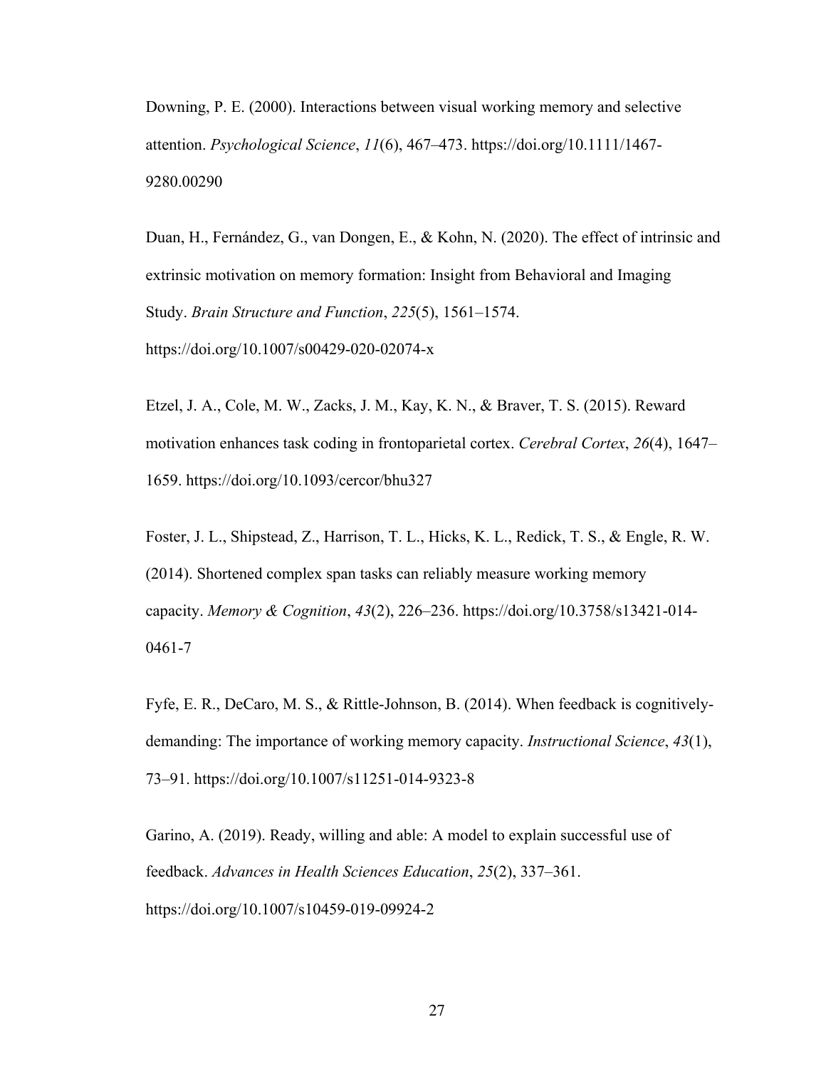Downing, P. E. (2000). Interactions between visual working memory and selective attention. *Psychological Science*, *11*(6), 467–473. https://doi.org/10.1111/1467-9280.00290

Duan, H., Fernández, G., van Dongen, E., & Kohn, N. (2020). The effect of intrinsic and extrinsic motivation on memory formation: Insight from Behavioral and Imaging Study. *Brain Structure and Function*, *225*(5), 1561–1574. https://doi.org/10.1007/s00429-020-02074-x

Etzel, J. A., Cole, M. W., Zacks, J. M., Kay, K. N., & Braver, T. S. (2015). Reward motivation enhances task coding in frontoparietal cortex. *Cerebral Cortex*, *26*(4), 1647–1659. https://doi.org/10.1093/cercor/bhu327

Foster, J. L., Shipstead, Z., Harrison, T. L., Hicks, K. L., Redick, T. S., & Engle, R. W. (2014). Shortened complex span tasks can reliably measure working memory capacity. *Memory & Cognition*, *43*(2), 226–236. https://doi.org/10.3758/s13421-014-0461-7

Fyfe, E. R., DeCaro, M. S., & Rittle-Johnson, B. (2014). When feedback is cognitively-demanding: The importance of working memory capacity. *Instructional Science*, *43*(1), 73–91. https://doi.org/10.1007/s11251-014-9323-8

Garino, A. (2019). Ready, willing and able: A model to explain successful use of feedback. *Advances in Health Sciences Education*, *25*(2), 337–361. https://doi.org/10.1007/s10459-019-09924-2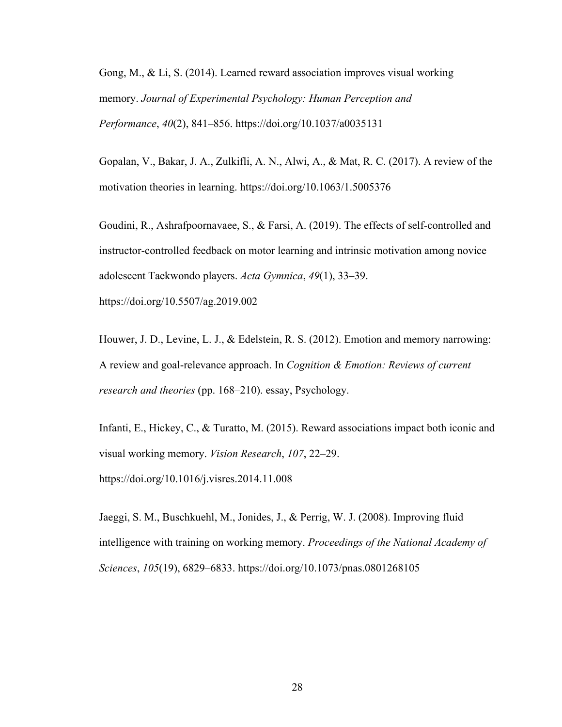Gong, M., & Li, S. (2014). Learned reward association improves visual working memory. *Journal of Experimental Psychology: Human Perception and Performance*, *40*(2), 841–856. https://doi.org/10.1037/a0035131

Gopalan, V., Bakar, J. A., Zulkifli, A. N., Alwi, A., & Mat, R. C. (2017). A review of the motivation theories in learning. https://doi.org/10.1063/1.5005376

Goudini, R., Ashrafpoornavaee, S., & Farsi, A. (2019). The effects of self-controlled and instructor-controlled feedback on motor learning and intrinsic motivation among novice adolescent Taekwondo players. *Acta Gymnica*, *49*(1), 33–39. https://doi.org/10.5507/ag.2019.002

Houwer, J. D., Levine, L. J., & Edelstein, R. S. (2012). Emotion and memory narrowing: A review and goal-relevance approach. In *Cognition & Emotion: Reviews of current research and theories* (pp. 168–210). essay, Psychology.

Infanti, E., Hickey, C., & Turatto, M. (2015). Reward associations impact both iconic and visual working memory. *Vision Research*, *107*, 22–29. https://doi.org/10.1016/j.visres.2014.11.008

Jaeggi, S. M., Buschkuehl, M., Jonides, J., & Perrig, W. J. (2008). Improving fluid intelligence with training on working memory. *Proceedings of the National Academy of Sciences*, *105*(19), 6829–6833. https://doi.org/10.1073/pnas.0801268105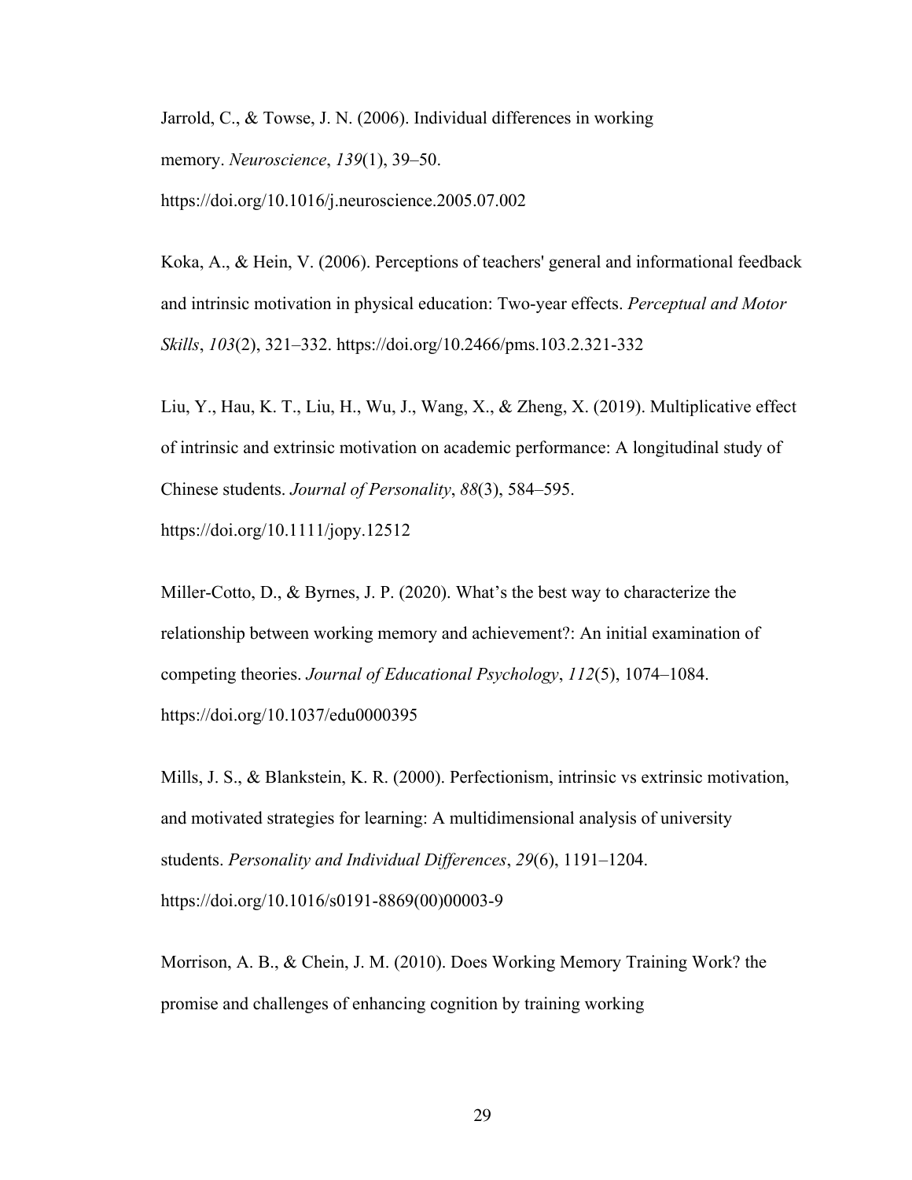Jarrold, C., & Towse, J. N. (2006). Individual differences in working memory. *Neuroscience*, *139*(1), 39–50. https://doi.org/10.1016/j.neuroscience.2005.07.002

Koka, A., & Hein, V. (2006). Perceptions of teachers' general and informational feedback and intrinsic motivation in physical education: Two-year effects. *Perceptual and Motor Skills*, *103*(2), 321–332. https://doi.org/10.2466/pms.103.2.321-332

Liu, Y., Hau, K. T., Liu, H., Wu, J., Wang, X., & Zheng, X. (2019). Multiplicative effect of intrinsic and extrinsic motivation on academic performance: A longitudinal study of Chinese students. *Journal of Personality*, *88*(3), 584–595. https://doi.org/10.1111/jopy.12512

Miller-Cotto, D., & Byrnes, J. P. (2020). What's the best way to characterize the relationship between working memory and achievement?: An initial examination of competing theories. *Journal of Educational Psychology*, *112*(5), 1074–1084. https://doi.org/10.1037/edu0000395

Mills, J. S., & Blankstein, K. R. (2000). Perfectionism, intrinsic vs extrinsic motivation, and motivated strategies for learning: A multidimensional analysis of university students. *Personality and Individual Differences*, *29*(6), 1191–1204. https://doi.org/10.1016/s0191-8869(00)00003-9

Morrison, A. B., & Chein, J. M. (2010). Does Working Memory Training Work? the promise and challenges of enhancing cognition by training working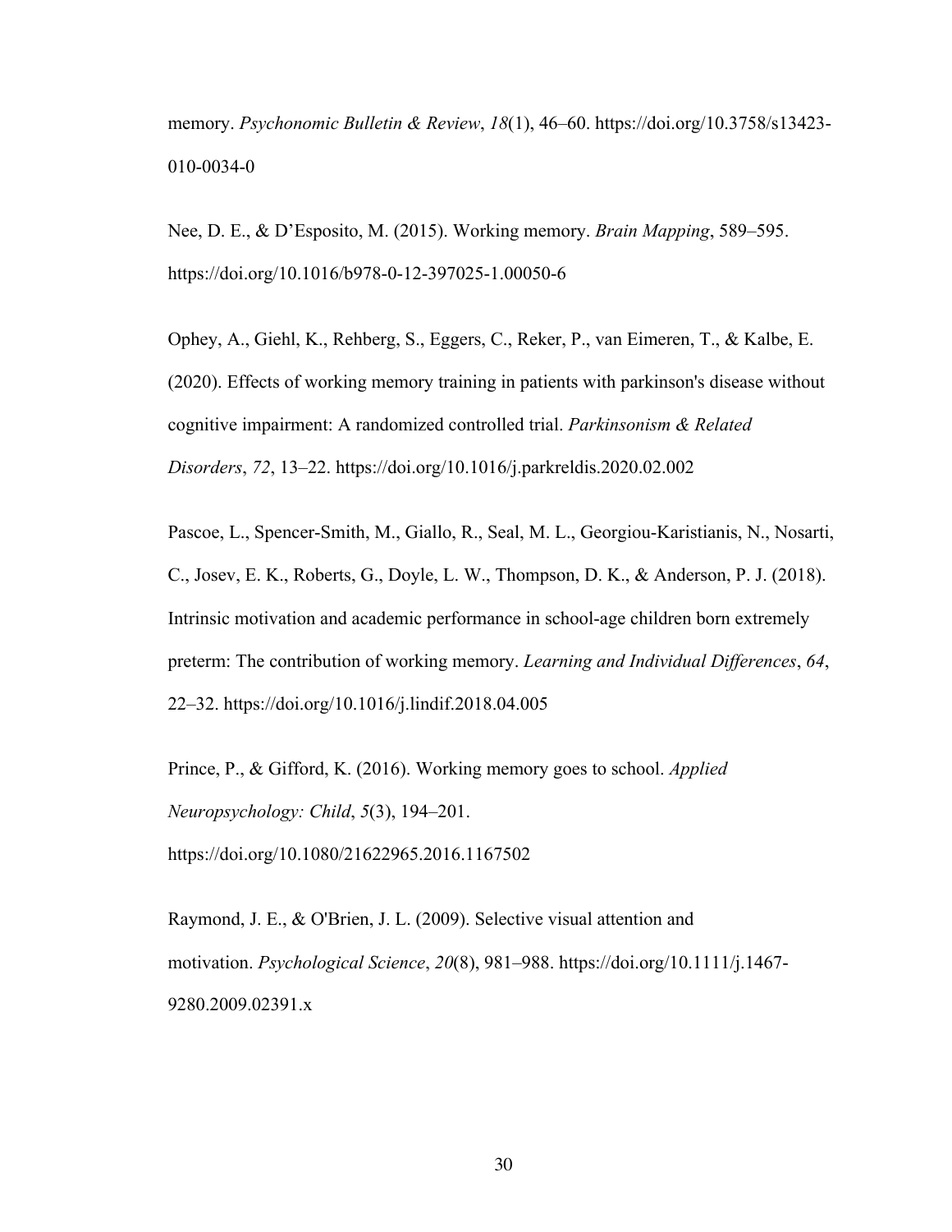memory. *Psychonomic Bulletin & Review*, *18*(1), 46–60. https://doi.org/10.3758/s13423-010-0034-0

Nee, D. E., & D'Esposito, M. (2015). Working memory. *Brain Mapping*, 589–595. https://doi.org/10.1016/b978-0-12-397025-1.00050-6

Ophey, A., Giehl, K., Rehberg, S., Eggers, C., Reker, P., van Eimeren, T., & Kalbe, E. (2020). Effects of working memory training in patients with parkinson's disease without cognitive impairment: A randomized controlled trial. *Parkinsonism & Related Disorders*, *72*, 13–22. https://doi.org/10.1016/j.parkreldis.2020.02.002

Pascoe, L., Spencer-Smith, M., Giallo, R., Seal, M. L., Georgiou-Karistianis, N., Nosarti, C., Josev, E. K., Roberts, G., Doyle, L. W., Thompson, D. K., & Anderson, P. J. (2018). Intrinsic motivation and academic performance in school-age children born extremely preterm: The contribution of working memory. *Learning and Individual Differences*, *64*, 22–32. https://doi.org/10.1016/j.lindif.2018.04.005

Prince, P., & Gifford, K. (2016). Working memory goes to school. *Applied Neuropsychology: Child*, *5*(3), 194–201. https://doi.org/10.1080/21622965.2016.1167502

Raymond, J. E., & O'Brien, J. L. (2009). Selective visual attention and motivation. *Psychological Science*, *20*(8), 981–988. https://doi.org/10.1111/j.1467-9280.2009.02391.x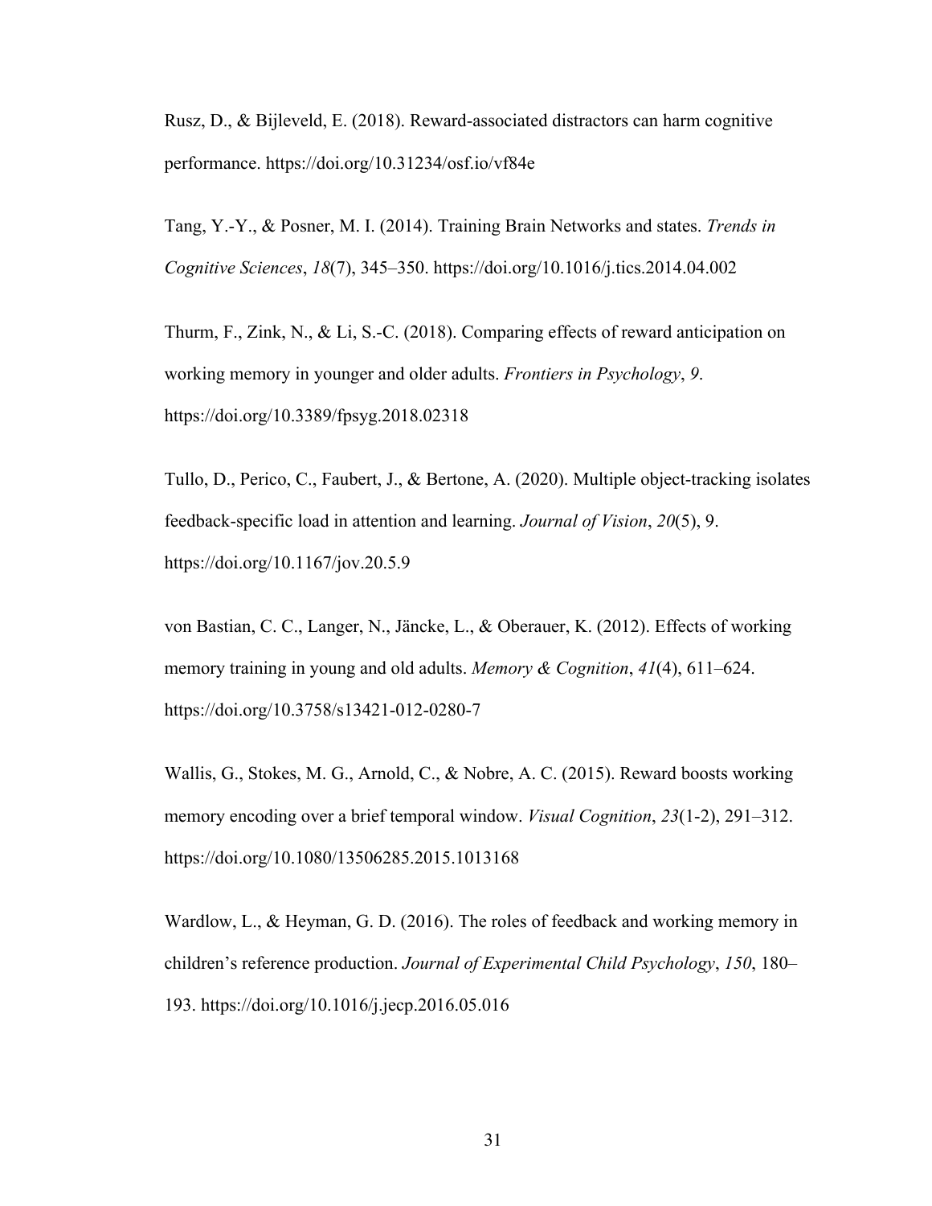Rusz, D., & Bijleveld, E. (2018). Reward-associated distractors can harm cognitive performance. https://doi.org/10.31234/osf.io/vf84e

Tang, Y.-Y., & Posner, M. I. (2014). Training Brain Networks and states. *Trends in Cognitive Sciences*, *18*(7), 345–350. https://doi.org/10.1016/j.tics.2014.04.002

Thurm, F., Zink, N., & Li, S.-C. (2018). Comparing effects of reward anticipation on working memory in younger and older adults. *Frontiers in Psychology*, *9*. https://doi.org/10.3389/fpsyg.2018.02318

Tullo, D., Perico, C., Faubert, J., & Bertone, A. (2020). Multiple object-tracking isolates feedback-specific load in attention and learning. *Journal of Vision*, *20*(5), 9. https://doi.org/10.1167/jov.20.5.9

von Bastian, C. C., Langer, N., Jäncke, L., & Oberauer, K. (2012). Effects of working memory training in young and old adults. *Memory & Cognition*, *41*(4), 611–624. https://doi.org/10.3758/s13421-012-0280-7

Wallis, G., Stokes, M. G., Arnold, C., & Nobre, A. C. (2015). Reward boosts working memory encoding over a brief temporal window. *Visual Cognition*, *23*(1-2), 291–312. https://doi.org/10.1080/13506285.2015.1013168

Wardlow, L., & Heyman, G. D. (2016). The roles of feedback and working memory in children's reference production. *Journal of Experimental Child Psychology*, *150*, 180–193. https://doi.org/10.1016/j.jecp.2016.05.016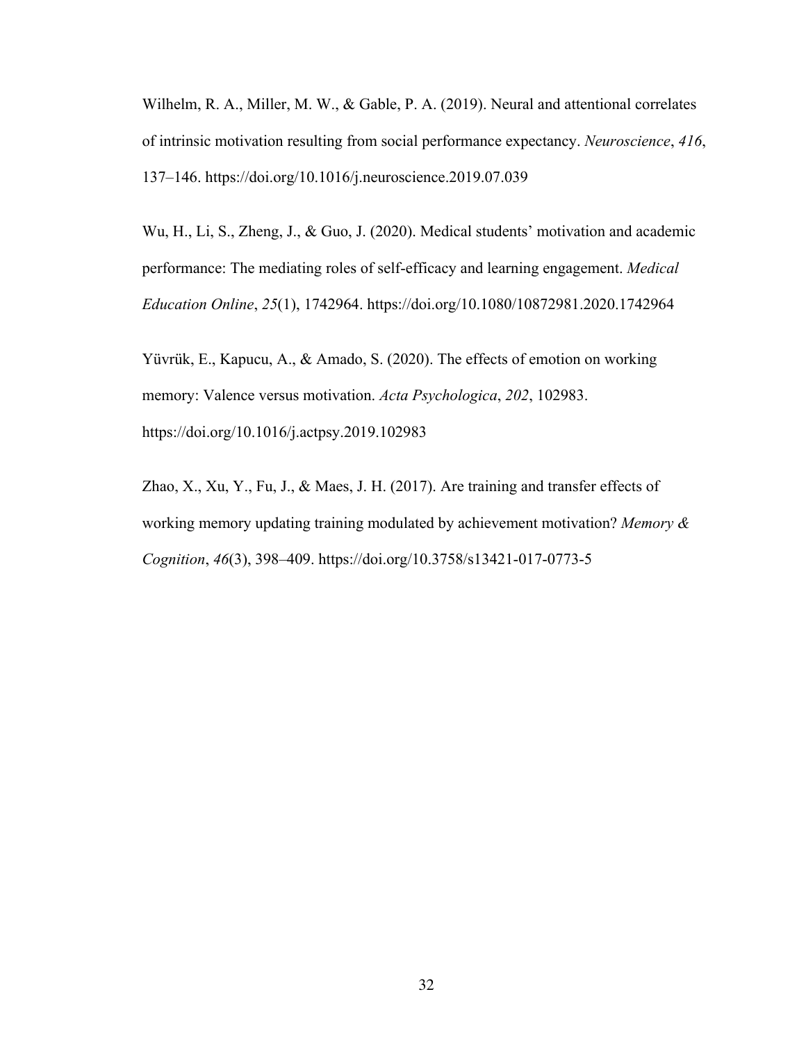Wilhelm, R. A., Miller, M. W., & Gable, P. A. (2019). Neural and attentional correlates of intrinsic motivation resulting from social performance expectancy. *Neuroscience*, *416*, 137–146. https://doi.org/10.1016/j.neuroscience.2019.07.039

Wu, H., Li, S., Zheng, J., & Guo, J. (2020). Medical students' motivation and academic performance: The mediating roles of self-efficacy and learning engagement. *Medical Education Online*, *25*(1), 1742964. https://doi.org/10.1080/10872981.2020.1742964

Yüvrük, E., Kapucu, A., & Amado, S. (2020). The effects of emotion on working memory: Valence versus motivation. *Acta Psychologica*, *202*, 102983. https://doi.org/10.1016/j.actpsy.2019.102983

Zhao, X., Xu, Y., Fu, J., & Maes, J. H. (2017). Are training and transfer effects of working memory updating training modulated by achievement motivation? *Memory & Cognition*, *46*(3), 398–409. https://doi.org/10.3758/s13421-017-0773-5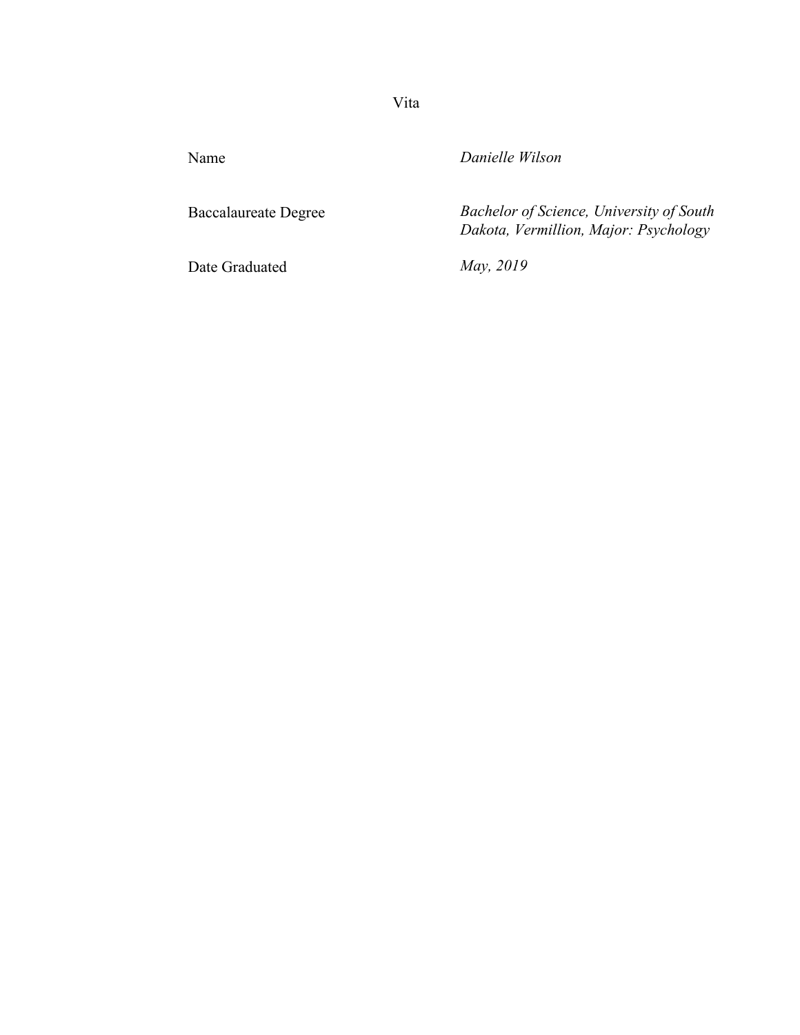# Vita

| | |
|---|---|
| Name | *Danielle Wilson* |
| Baccalaureate Degree | *Bachelor of Science, University of South Dakota, Vermillion, Major: Psychology* |
| Date Graduated | *May, 2019* |